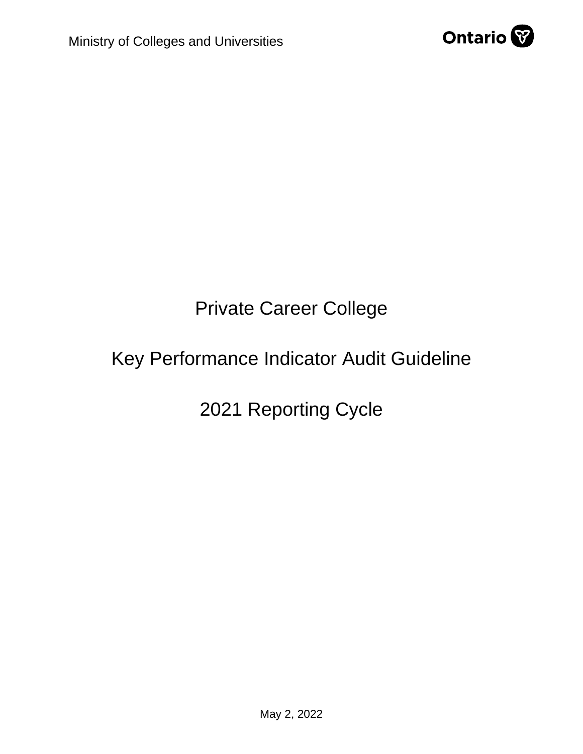Ministry of Colleges and Universities

Ontario

# Private Career College

# Key Performance Indicator Audit Guideline

# 2021 Reporting Cycle

May 2, 2022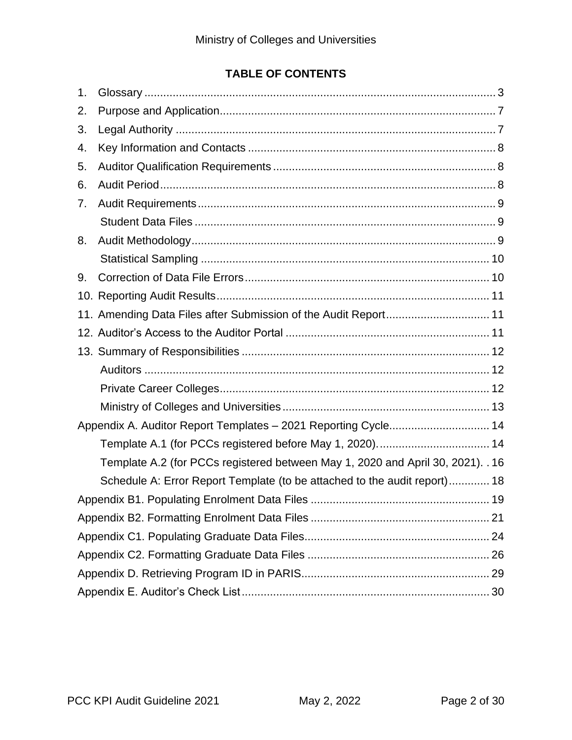## TABLE OF CONTENTS

1. Glossary ........ 3
2. Purpose and Application ........ 7
3. Legal Authority ........ 7
4. Key Information and Contacts ........ 8
5. Auditor Qualification Requirements ........ 8
6. Audit Period ........ 8
7. Audit Requirements ........ 9
   - Student Data Files ........ 9
8. Audit Methodology ........ 9
   - Statistical Sampling ........ 10
9. Correction of Data File Errors ........ 10
10. Reporting Audit Results ........ 11
11. Amending Data Files after Submission of the Audit Report ........ 11
12. Auditor's Access to the Auditor Portal ........ 11
13. Summary of Responsibilities ........ 12
    - Auditors ........ 12
    - Private Career Colleges ........ 12
    - Ministry of Colleges and Universities ........ 13

Appendix A. Auditor Report Templates – 2021 Reporting Cycle ........ 14
- Template A.1 (for PCCs registered before May 1, 2020). ........ 14
- Template A.2 (for PCCs registered between May 1, 2020 and April 30, 2021). . 16
- Schedule A: Error Report Template (to be attached to the audit report) ........ 18

Appendix B1. Populating Enrolment Data Files ........ 19

Appendix B2. Formatting Enrolment Data Files ........ 21

Appendix C1. Populating Graduate Data Files ........ 24

Appendix C2. Formatting Graduate Data Files ........ 26

Appendix D. Retrieving Program ID in PARIS ........ 29

Appendix E. Auditor's Check List ........ 30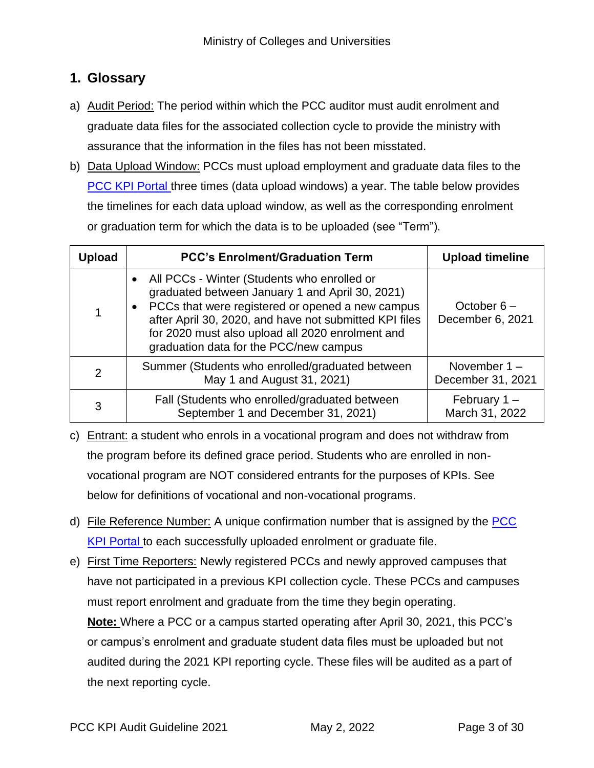## 1. Glossary

a) Audit Period: The period within which the PCC auditor must audit enrolment and graduate data files for the associated collection cycle to provide the ministry with assurance that the information in the files has not been misstated.

b) Data Upload Window: PCCs must upload employment and graduate data files to the PCC KPI Portal three times (data upload windows) a year. The table below provides the timelines for each data upload window, as well as the corresponding enrolment or graduation term for which the data is to be uploaded (see "Term").

| Upload | PCC's Enrolment/Graduation Term | Upload timeline |
|---|---|---|
| 1 | • All PCCs - Winter (Students who enrolled or graduated between January 1 and April 30, 2021)<br>• PCCs that were registered or opened a new campus after April 30, 2020, and have not submitted KPI files for 2020 must also upload all 2020 enrolment and graduation data for the PCC/new campus | October 6 – December 6, 2021 |
| 2 | Summer (Students who enrolled/graduated between May 1 and August 31, 2021) | November 1 – December 31, 2021 |
| 3 | Fall (Students who enrolled/graduated between September 1 and December 31, 2021) | February 1 – March 31, 2022 |

c) Entrant: a student who enrols in a vocational program and does not withdraw from the program before its defined grace period. Students who are enrolled in non-vocational program are NOT considered entrants for the purposes of KPIs. See below for definitions of vocational and non-vocational programs.

d) File Reference Number: A unique confirmation number that is assigned by the PCC KPI Portal to each successfully uploaded enrolment or graduate file.

e) First Time Reporters: Newly registered PCCs and newly approved campuses that have not participated in a previous KPI collection cycle. These PCCs and campuses must report enrolment and graduate from the time they begin operating.

**Note:** Where a PCC or a campus started operating after April 30, 2021, this PCC's or campus's enrolment and graduate student data files must be uploaded but not audited during the 2021 KPI reporting cycle. These files will be audited as a part of the next reporting cycle.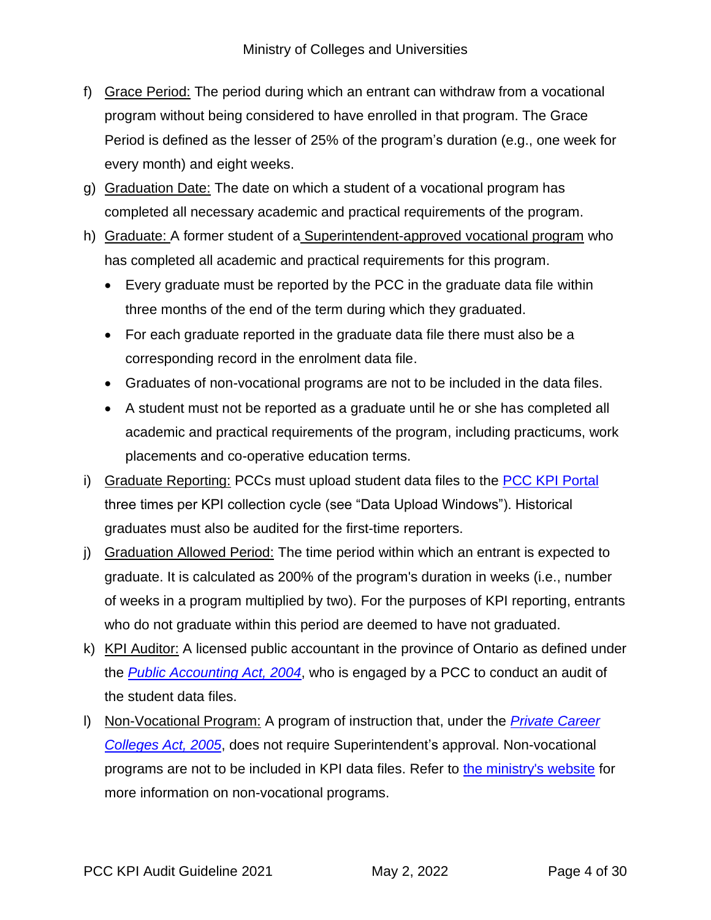f) Grace Period: The period during which an entrant can withdraw from a vocational program without being considered to have enrolled in that program. The Grace Period is defined as the lesser of 25% of the program's duration (e.g., one week for every month) and eight weeks.

g) Graduation Date: The date on which a student of a vocational program has completed all necessary academic and practical requirements of the program.

h) Graduate: A former student of a Superintendent-approved vocational program who has completed all academic and practical requirements for this program.

- Every graduate must be reported by the PCC in the graduate data file within three months of the end of the term during which they graduated.
- For each graduate reported in the graduate data file there must also be a corresponding record in the enrolment data file.
- Graduates of non-vocational programs are not to be included in the data files.
- A student must not be reported as a graduate until he or she has completed all academic and practical requirements of the program, including practicums, work placements and co-operative education terms.

i) Graduate Reporting: PCCs must upload student data files to the PCC KPI Portal three times per KPI collection cycle (see "Data Upload Windows"). Historical graduates must also be audited for the first-time reporters.

j) Graduation Allowed Period: The time period within which an entrant is expected to graduate. It is calculated as 200% of the program's duration in weeks (i.e., number of weeks in a program multiplied by two). For the purposes of KPI reporting, entrants who do not graduate within this period are deemed to have not graduated.

k) KPI Auditor: A licensed public accountant in the province of Ontario as defined under the *Public Accounting Act, 2004*, who is engaged by a PCC to conduct an audit of the student data files.

l) Non-Vocational Program: A program of instruction that, under the *Private Career Colleges Act, 2005*, does not require Superintendent's approval. Non-vocational programs are not to be included in KPI data files. Refer to the ministry's website for more information on non-vocational programs.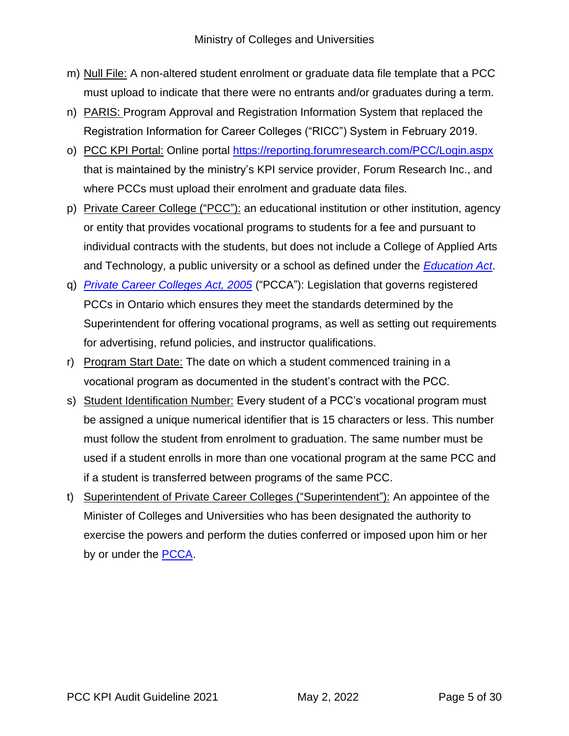m) Null File: A non-altered student enrolment or graduate data file template that a PCC must upload to indicate that there were no entrants and/or graduates during a term.

n) PARIS: Program Approval and Registration Information System that replaced the Registration Information for Career Colleges ("RICC") System in February 2019.

o) PCC KPI Portal: Online portal [https://reporting.forumresearch.com/PCC/Login.aspx](https://reporting.forumresearch.com/PCC/Login.aspx) that is maintained by the ministry's KPI service provider, Forum Research Inc., and where PCCs must upload their enrolment and graduate data files.

p) Private Career College ("PCC"): an educational institution or other institution, agency or entity that provides vocational programs to students for a fee and pursuant to individual contracts with the students, but does not include a College of Applied Arts and Technology, a public university or a school as defined under the *Education Act*.

q) *Private Career Colleges Act, 2005* ("PCCA"): Legislation that governs registered PCCs in Ontario which ensures they meet the standards determined by the Superintendent for offering vocational programs, as well as setting out requirements for advertising, refund policies, and instructor qualifications.

r) Program Start Date: The date on which a student commenced training in a vocational program as documented in the student's contract with the PCC.

s) Student Identification Number: Every student of a PCC's vocational program must be assigned a unique numerical identifier that is 15 characters or less. This number must follow the student from enrolment to graduation. The same number must be used if a student enrolls in more than one vocational program at the same PCC and if a student is transferred between programs of the same PCC.

t) Superintendent of Private Career Colleges ("Superintendent"): An appointee of the Minister of Colleges and Universities who has been designated the authority to exercise the powers and perform the duties conferred or imposed upon him or her by or under the PCCA.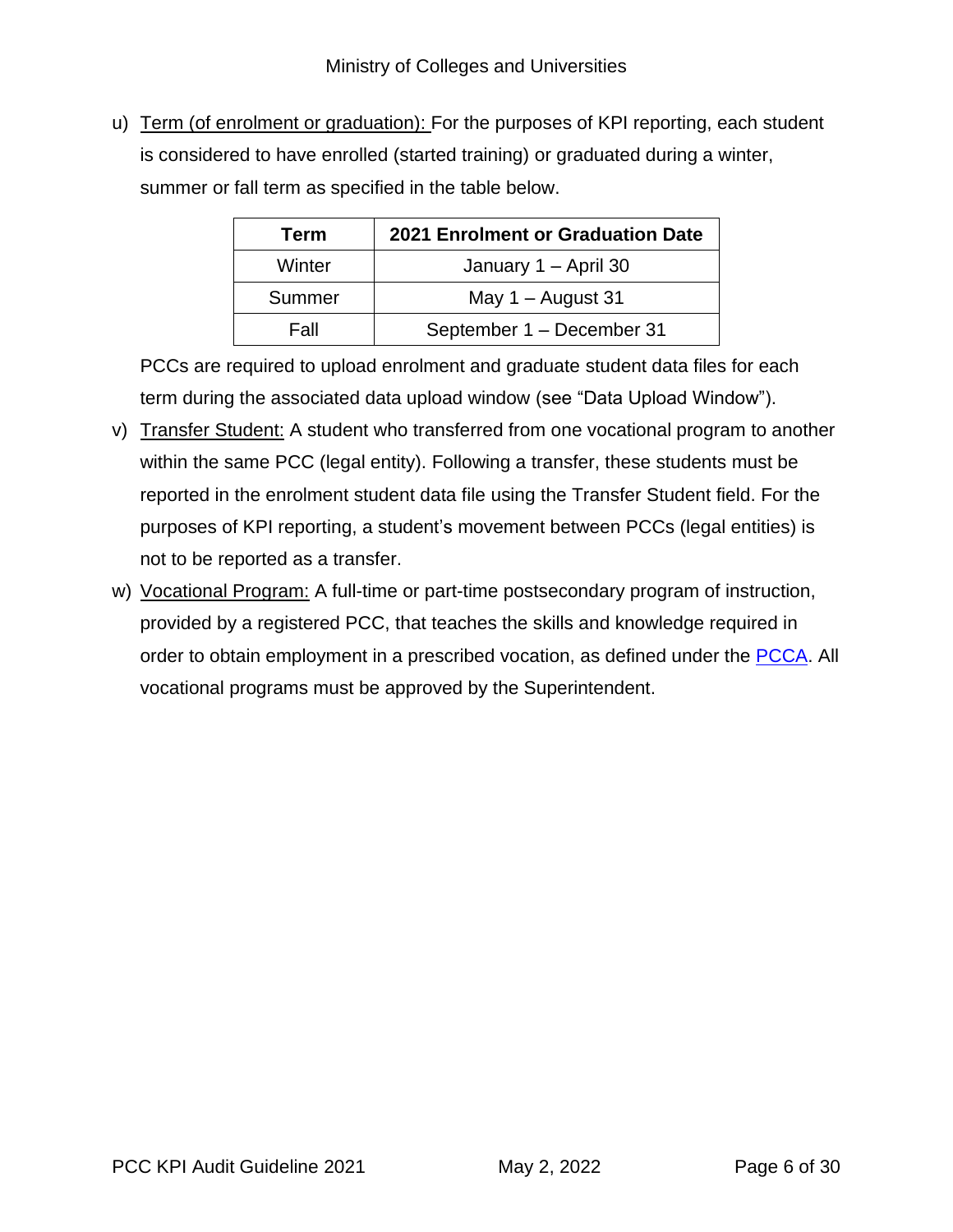u) <u>Term (of enrolment or graduation):</u> For the purposes of KPI reporting, each student is considered to have enrolled (started training) or graduated during a winter, summer or fall term as specified in the table below.

| Term | 2021 Enrolment or Graduation Date |
|---|---|
| Winter | January 1 – April 30 |
| Summer | May 1 – August 31 |
| Fall | September 1 – December 31 |

PCCs are required to upload enrolment and graduate student data files for each term during the associated data upload window (see "Data Upload Window").

v) <u>Transfer Student:</u> A student who transferred from one vocational program to another within the same PCC (legal entity). Following a transfer, these students must be reported in the enrolment student data file using the Transfer Student field. For the purposes of KPI reporting, a student's movement between PCCs (legal entities) is not to be reported as a transfer.

w) <u>Vocational Program:</u> A full-time or part-time postsecondary program of instruction, provided by a registered PCC, that teaches the skills and knowledge required in order to obtain employment in a prescribed vocation, as defined under the PCCA. All vocational programs must be approved by the Superintendent.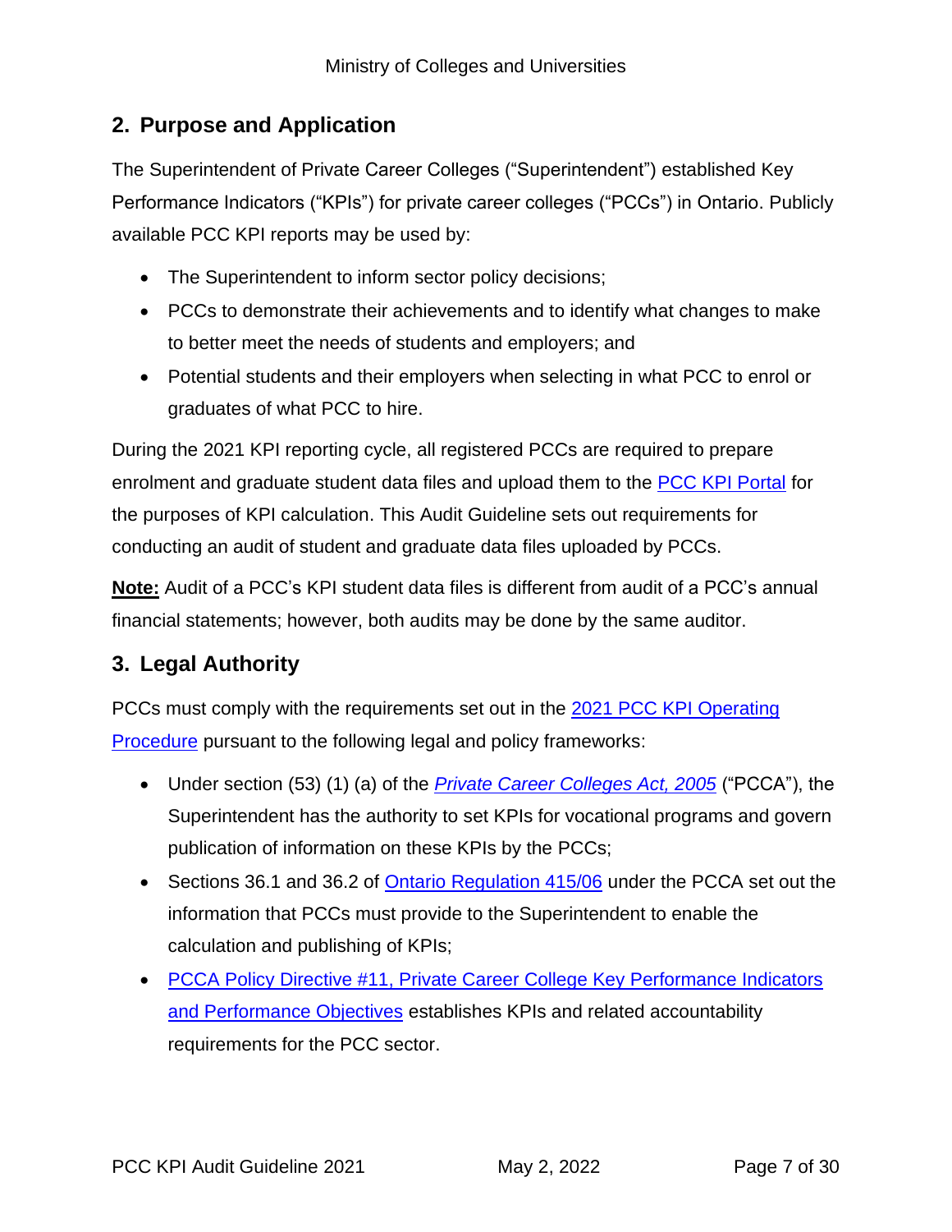## 2. Purpose and Application

The Superintendent of Private Career Colleges ("Superintendent") established Key Performance Indicators ("KPIs") for private career colleges ("PCCs") in Ontario. Publicly available PCC KPI reports may be used by:

- The Superintendent to inform sector policy decisions;
- PCCs to demonstrate their achievements and to identify what changes to make to better meet the needs of students and employers; and
- Potential students and their employers when selecting in what PCC to enrol or graduates of what PCC to hire.

During the 2021 KPI reporting cycle, all registered PCCs are required to prepare enrolment and graduate student data files and upload them to the PCC KPI Portal for the purposes of KPI calculation. This Audit Guideline sets out requirements for conducting an audit of student and graduate data files uploaded by PCCs.

**Note:** Audit of a PCC's KPI student data files is different from audit of a PCC's annual financial statements; however, both audits may be done by the same auditor.

## 3. Legal Authority

PCCs must comply with the requirements set out in the 2021 PCC KPI Operating Procedure pursuant to the following legal and policy frameworks:

- Under section (53) (1) (a) of the *Private Career Colleges Act, 2005* ("PCCA"), the Superintendent has the authority to set KPIs for vocational programs and govern publication of information on these KPIs by the PCCs;
- Sections 36.1 and 36.2 of Ontario Regulation 415/06 under the PCCA set out the information that PCCs must provide to the Superintendent to enable the calculation and publishing of KPIs;
- PCCA Policy Directive #11, Private Career College Key Performance Indicators and Performance Objectives establishes KPIs and related accountability requirements for the PCC sector.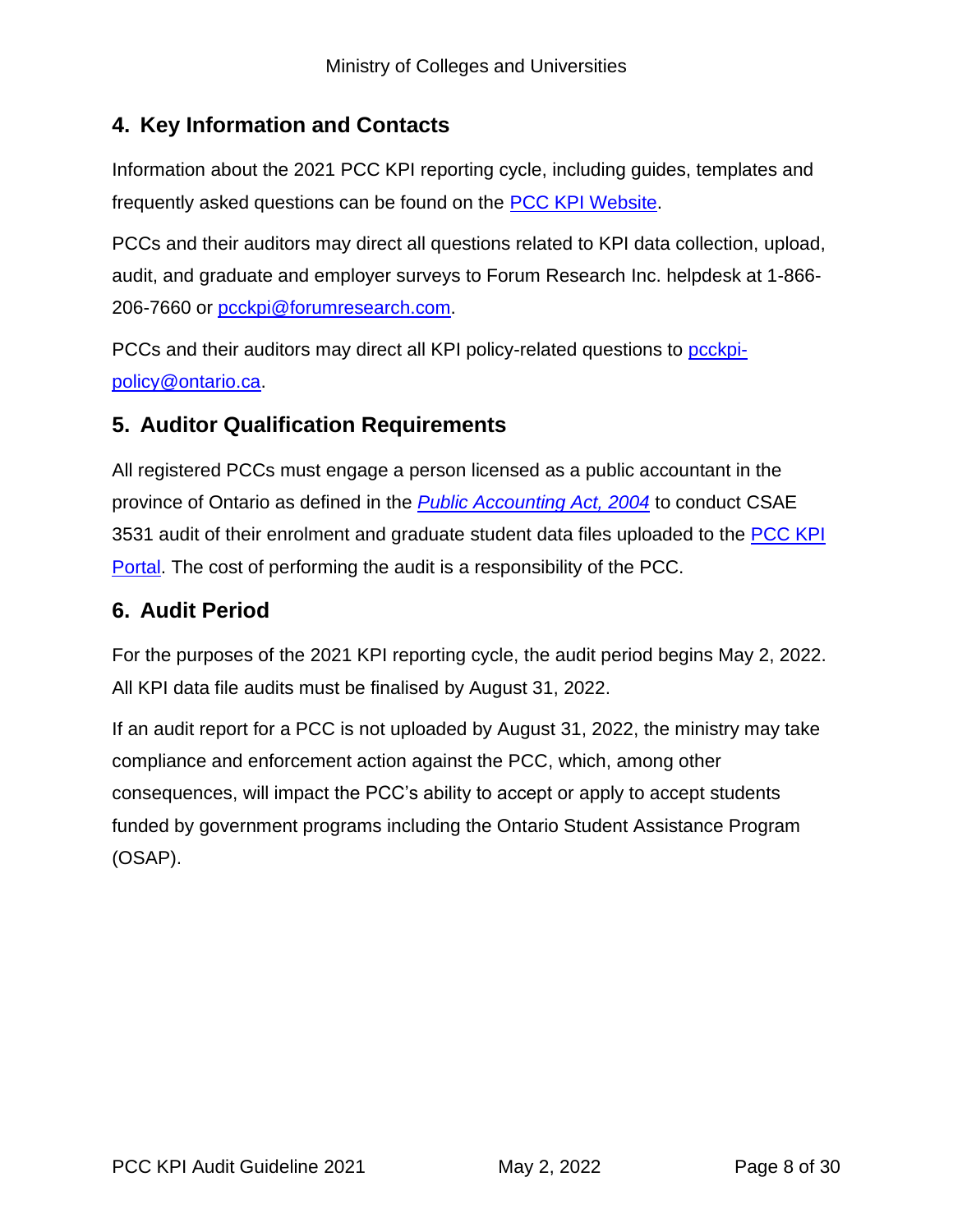## 4. Key Information and Contacts

Information about the 2021 PCC KPI reporting cycle, including guides, templates and frequently asked questions can be found on the PCC KPI Website.

PCCs and their auditors may direct all questions related to KPI data collection, upload, audit, and graduate and employer surveys to Forum Research Inc. helpdesk at 1-866-206-7660 or pcckpi@forumresearch.com.

PCCs and their auditors may direct all KPI policy-related questions to pcckpi-policy@ontario.ca.

## 5. Auditor Qualification Requirements

All registered PCCs must engage a person licensed as a public accountant in the province of Ontario as defined in the *Public Accounting Act, 2004* to conduct CSAE 3531 audit of their enrolment and graduate student data files uploaded to the PCC KPI Portal. The cost of performing the audit is a responsibility of the PCC.

## 6. Audit Period

For the purposes of the 2021 KPI reporting cycle, the audit period begins May 2, 2022. All KPI data file audits must be finalised by August 31, 2022.

If an audit report for a PCC is not uploaded by August 31, 2022, the ministry may take compliance and enforcement action against the PCC, which, among other consequences, will impact the PCC's ability to accept or apply to accept students funded by government programs including the Ontario Student Assistance Program (OSAP).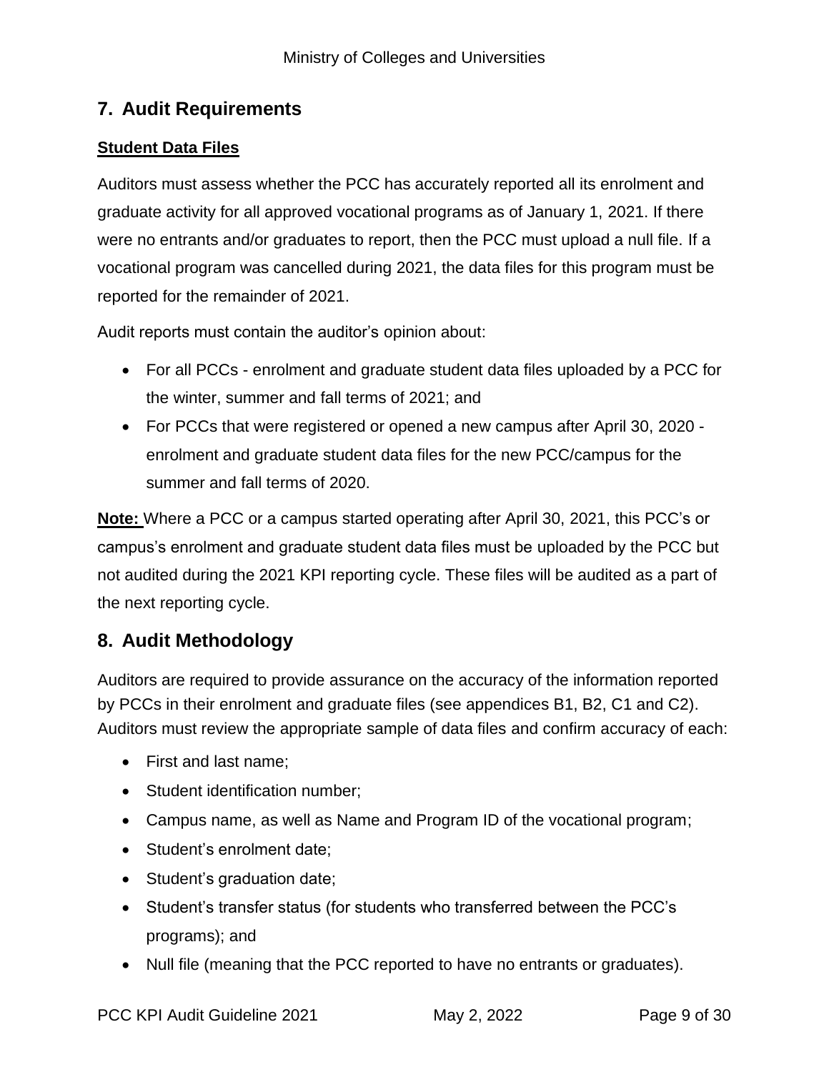## 7. Audit Requirements

**Student Data Files**

Auditors must assess whether the PCC has accurately reported all its enrolment and graduate activity for all approved vocational programs as of January 1, 2021. If there were no entrants and/or graduates to report, then the PCC must upload a null file. If a vocational program was cancelled during 2021, the data files for this program must be reported for the remainder of 2021.

Audit reports must contain the auditor's opinion about:

- For all PCCs - enrolment and graduate student data files uploaded by a PCC for the winter, summer and fall terms of 2021; and
- For PCCs that were registered or opened a new campus after April 30, 2020 - enrolment and graduate student data files for the new PCC/campus for the summer and fall terms of 2020.

**Note:** Where a PCC or a campus started operating after April 30, 2021, this PCC's or campus's enrolment and graduate student data files must be uploaded by the PCC but not audited during the 2021 KPI reporting cycle. These files will be audited as a part of the next reporting cycle.

## 8. Audit Methodology

Auditors are required to provide assurance on the accuracy of the information reported by PCCs in their enrolment and graduate files (see appendices B1, B2, C1 and C2). Auditors must review the appropriate sample of data files and confirm accuracy of each:

- First and last name;
- Student identification number;
- Campus name, as well as Name and Program ID of the vocational program;
- Student's enrolment date;
- Student's graduation date;
- Student's transfer status (for students who transferred between the PCC's programs); and
- Null file (meaning that the PCC reported to have no entrants or graduates).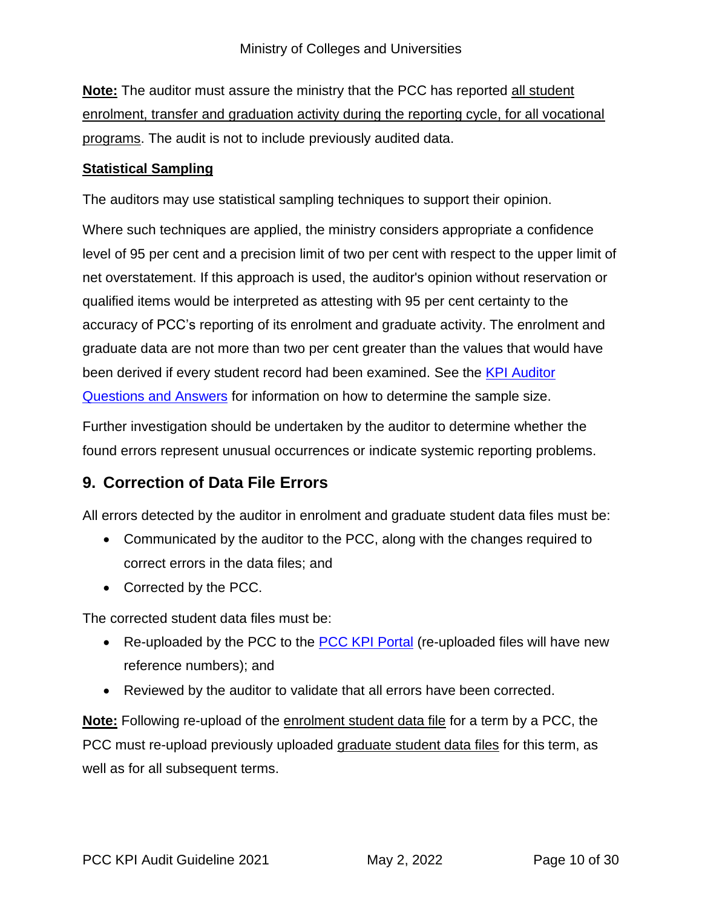**Note:** The auditor must assure the ministry that the PCC has reported all student enrolment, transfer and graduation activity during the reporting cycle, for all vocational programs. The audit is not to include previously audited data.

**Statistical Sampling**

The auditors may use statistical sampling techniques to support their opinion.

Where such techniques are applied, the ministry considers appropriate a confidence level of 95 per cent and a precision limit of two per cent with respect to the upper limit of net overstatement. If this approach is used, the auditor's opinion without reservation or qualified items would be interpreted as attesting with 95 per cent certainty to the accuracy of PCC's reporting of its enrolment and graduate activity. The enrolment and graduate data are not more than two per cent greater than the values that would have been derived if every student record had been examined. See the KPI Auditor Questions and Answers for information on how to determine the sample size.

Further investigation should be undertaken by the auditor to determine whether the found errors represent unusual occurrences or indicate systemic reporting problems.

## 9. Correction of Data File Errors

All errors detected by the auditor in enrolment and graduate student data files must be:

- Communicated by the auditor to the PCC, along with the changes required to correct errors in the data files; and
- Corrected by the PCC.

The corrected student data files must be:

- Re-uploaded by the PCC to the PCC KPI Portal (re-uploaded files will have new reference numbers); and
- Reviewed by the auditor to validate that all errors have been corrected.

**Note:** Following re-upload of the enrolment student data file for a term by a PCC, the PCC must re-upload previously uploaded graduate student data files for this term, as well as for all subsequent terms.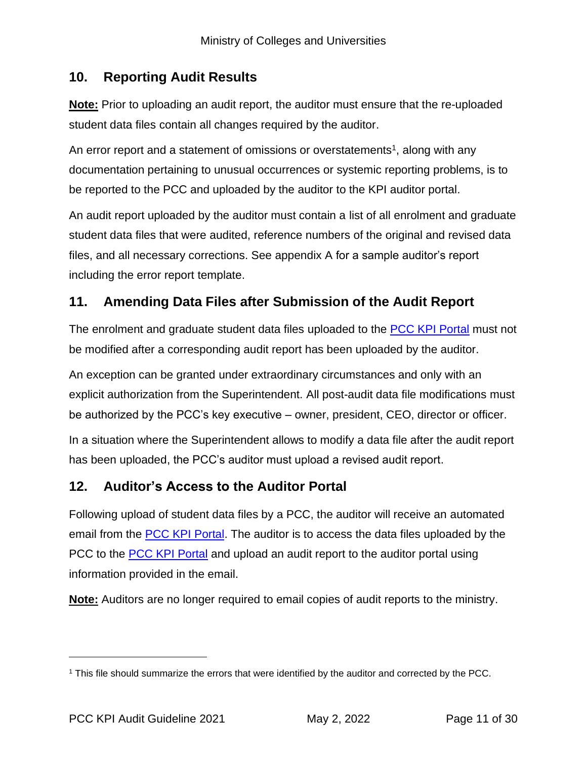## 10. Reporting Audit Results

**Note:** Prior to uploading an audit report, the auditor must ensure that the re-uploaded student data files contain all changes required by the auditor.

An error report and a statement of omissions or overstatements[1], along with any documentation pertaining to unusual occurrences or systemic reporting problems, is to be reported to the PCC and uploaded by the auditor to the KPI auditor portal.

An audit report uploaded by the auditor must contain a list of all enrolment and graduate student data files that were audited, reference numbers of the original and revised data files, and all necessary corrections. See appendix A for a sample auditor's report including the error report template.

## 11. Amending Data Files after Submission of the Audit Report

The enrolment and graduate student data files uploaded to the PCC KPI Portal must not be modified after a corresponding audit report has been uploaded by the auditor.

An exception can be granted under extraordinary circumstances and only with an explicit authorization from the Superintendent. All post-audit data file modifications must be authorized by the PCC's key executive – owner, president, CEO, director or officer.

In a situation where the Superintendent allows to modify a data file after the audit report has been uploaded, the PCC's auditor must upload a revised audit report.

## 12. Auditor's Access to the Auditor Portal

Following upload of student data files by a PCC, the auditor will receive an automated email from the PCC KPI Portal. The auditor is to access the data files uploaded by the PCC to the PCC KPI Portal and upload an audit report to the auditor portal using information provided in the email.

**Note:** Auditors are no longer required to email copies of audit reports to the ministry.

---

[1] This file should summarize the errors that were identified by the auditor and corrected by the PCC.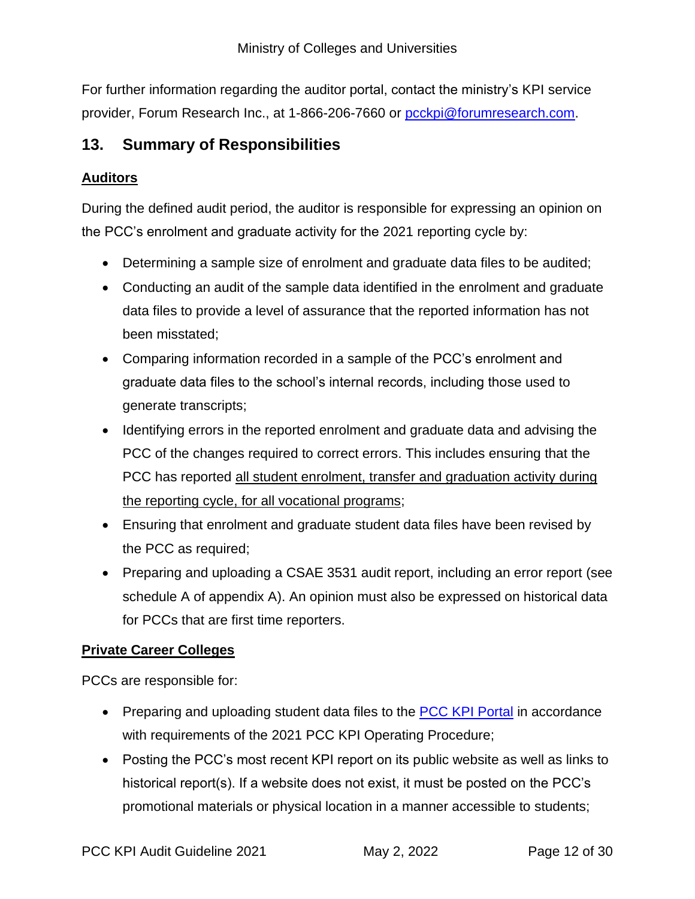For further information regarding the auditor portal, contact the ministry's KPI service provider, Forum Research Inc., at 1-866-206-7660 or [pcckpi@forumresearch.com](mailto:pcckpi@forumresearch.com).

## 13. Summary of Responsibilities

**Auditors**

During the defined audit period, the auditor is responsible for expressing an opinion on the PCC's enrolment and graduate activity for the 2021 reporting cycle by:

- Determining a sample size of enrolment and graduate data files to be audited;
- Conducting an audit of the sample data identified in the enrolment and graduate data files to provide a level of assurance that the reported information has not been misstated;
- Comparing information recorded in a sample of the PCC's enrolment and graduate data files to the school's internal records, including those used to generate transcripts;
- Identifying errors in the reported enrolment and graduate data and advising the PCC of the changes required to correct errors. This includes ensuring that the PCC has reported all student enrolment, transfer and graduation activity during the reporting cycle, for all vocational programs;
- Ensuring that enrolment and graduate student data files have been revised by the PCC as required;
- Preparing and uploading a CSAE 3531 audit report, including an error report (see schedule A of appendix A). An opinion must also be expressed on historical data for PCCs that are first time reporters.

**Private Career Colleges**

PCCs are responsible for:

- Preparing and uploading student data files to the PCC KPI Portal in accordance with requirements of the 2021 PCC KPI Operating Procedure;
- Posting the PCC's most recent KPI report on its public website as well as links to historical report(s). If a website does not exist, it must be posted on the PCC's promotional materials or physical location in a manner accessible to students;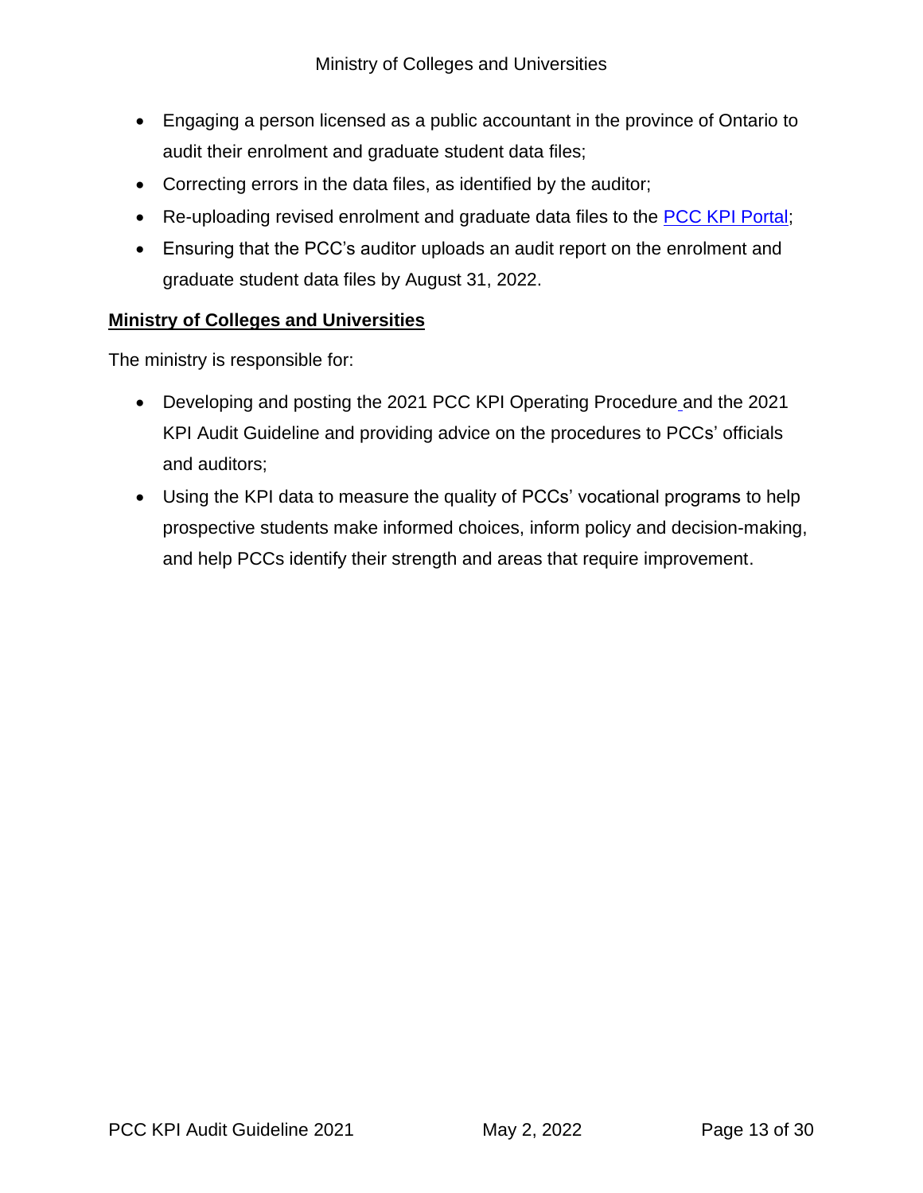- Engaging a person licensed as a public accountant in the province of Ontario to audit their enrolment and graduate student data files;
- Correcting errors in the data files, as identified by the auditor;
- Re-uploading revised enrolment and graduate data files to the PCC KPI Portal;
- Ensuring that the PCC's auditor uploads an audit report on the enrolment and graduate student data files by August 31, 2022.

## Ministry of Colleges and Universities

The ministry is responsible for:

- Developing and posting the 2021 PCC KPI Operating Procedure and the 2021 KPI Audit Guideline and providing advice on the procedures to PCCs' officials and auditors;
- Using the KPI data to measure the quality of PCCs' vocational programs to help prospective students make informed choices, inform policy and decision-making, and help PCCs identify their strength and areas that require improvement.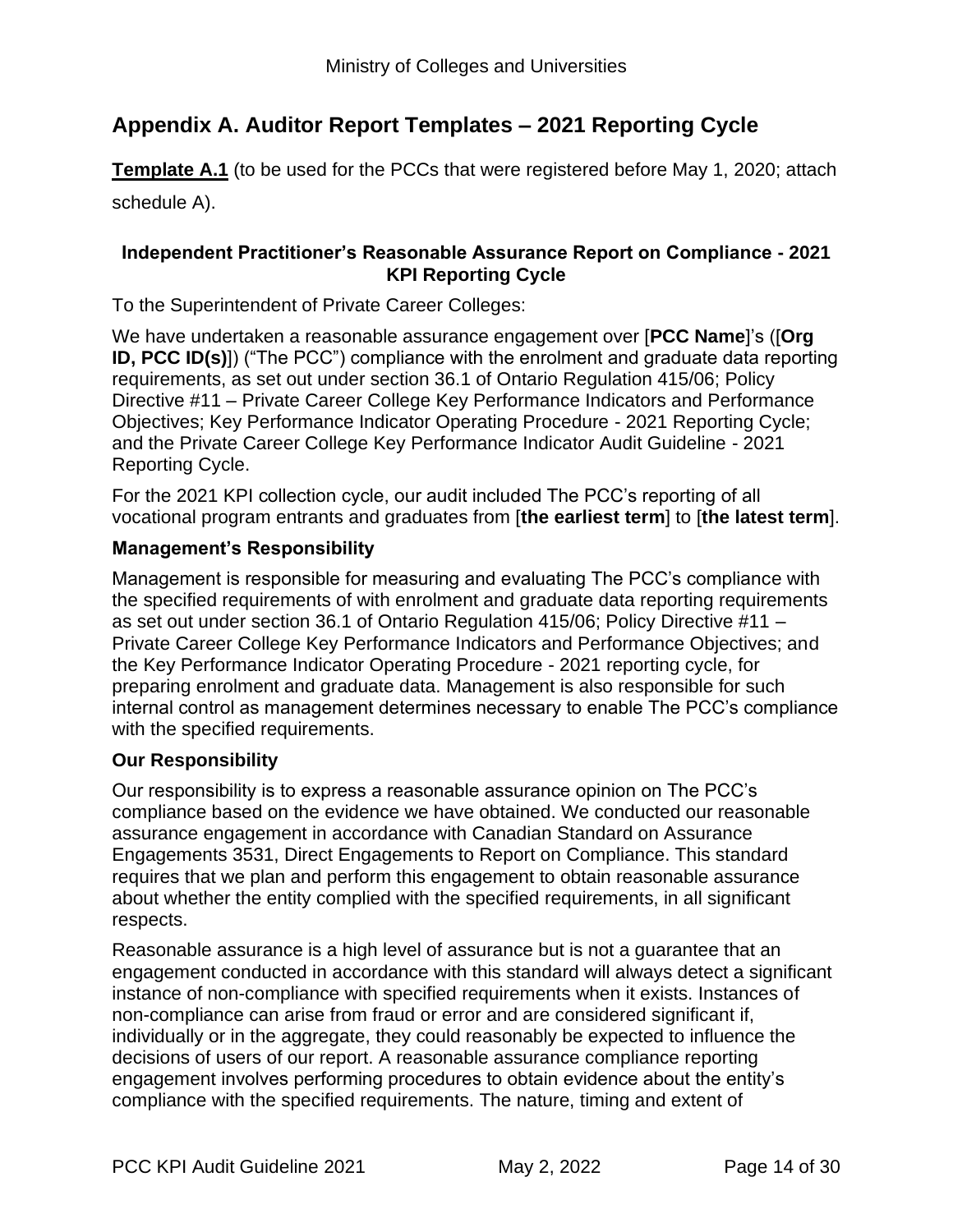# Appendix A. Auditor Report Templates – 2021 Reporting Cycle

**Template A.1** (to be used for the PCCs that were registered before May 1, 2020; attach schedule A).

### Independent Practitioner's Reasonable Assurance Report on Compliance - 2021 KPI Reporting Cycle

To the Superintendent of Private Career Colleges:

We have undertaken a reasonable assurance engagement over [**PCC Name**]'s ([**Org ID, PCC ID(s)**]) ("The PCC") compliance with the enrolment and graduate data reporting requirements, as set out under section 36.1 of Ontario Regulation 415/06; Policy Directive #11 – Private Career College Key Performance Indicators and Performance Objectives; Key Performance Indicator Operating Procedure - 2021 Reporting Cycle; and the Private Career College Key Performance Indicator Audit Guideline - 2021 Reporting Cycle.

For the 2021 KPI collection cycle, our audit included The PCC's reporting of all vocational program entrants and graduates from [**the earliest term**] to [**the latest term**].

### Management's Responsibility

Management is responsible for measuring and evaluating The PCC's compliance with the specified requirements of with enrolment and graduate data reporting requirements as set out under section 36.1 of Ontario Regulation 415/06; Policy Directive #11 – Private Career College Key Performance Indicators and Performance Objectives; and the Key Performance Indicator Operating Procedure - 2021 reporting cycle, for preparing enrolment and graduate data. Management is also responsible for such internal control as management determines necessary to enable The PCC's compliance with the specified requirements.

### Our Responsibility

Our responsibility is to express a reasonable assurance opinion on The PCC's compliance based on the evidence we have obtained. We conducted our reasonable assurance engagement in accordance with Canadian Standard on Assurance Engagements 3531, Direct Engagements to Report on Compliance. This standard requires that we plan and perform this engagement to obtain reasonable assurance about whether the entity complied with the specified requirements, in all significant respects.

Reasonable assurance is a high level of assurance but is not a guarantee that an engagement conducted in accordance with this standard will always detect a significant instance of non-compliance with specified requirements when it exists. Instances of non-compliance can arise from fraud or error and are considered significant if, individually or in the aggregate, they could reasonably be expected to influence the decisions of users of our report. A reasonable assurance compliance reporting engagement involves performing procedures to obtain evidence about the entity's compliance with the specified requirements. The nature, timing and extent of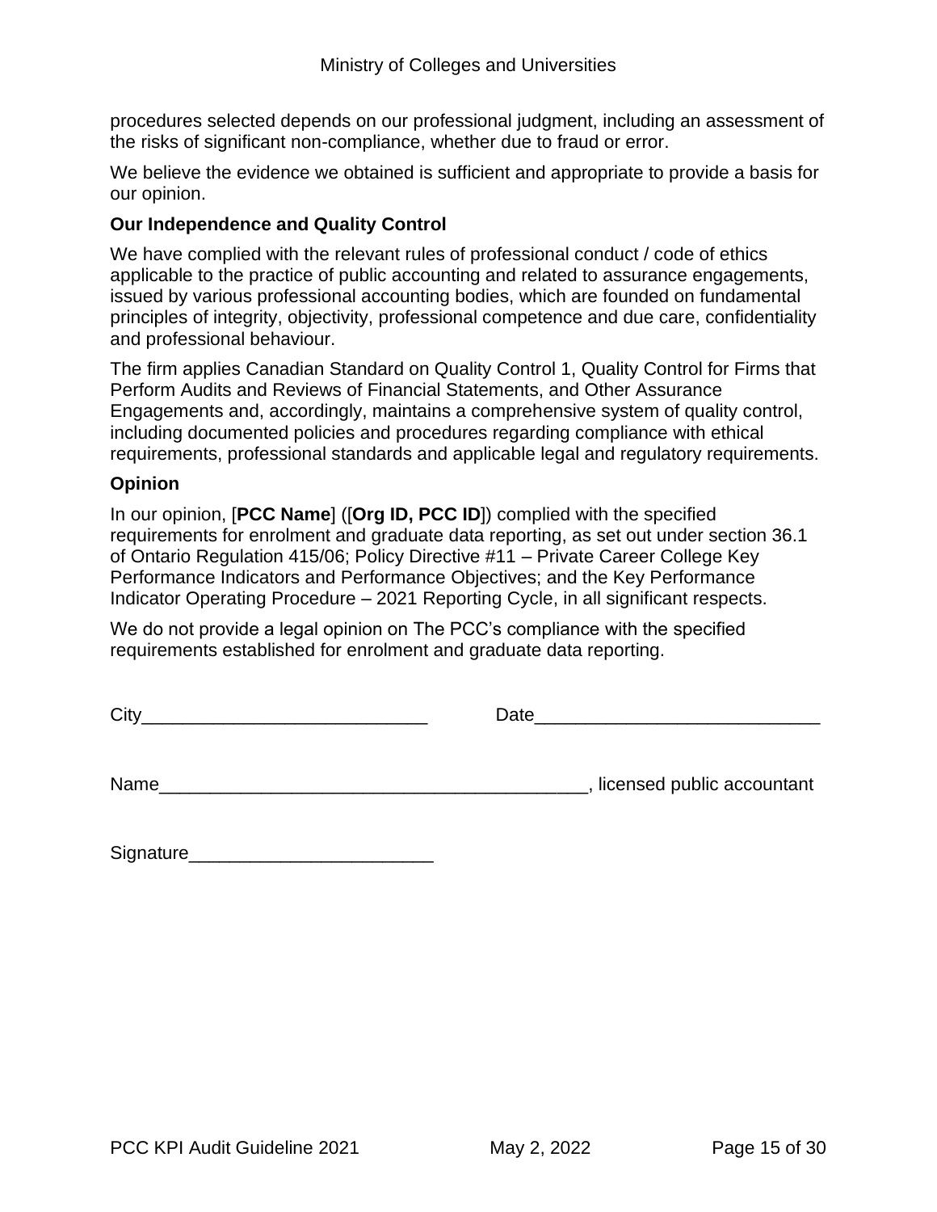procedures selected depends on our professional judgment, including an assessment of the risks of significant non-compliance, whether due to fraud or error.

We believe the evidence we obtained is sufficient and appropriate to provide a basis for our opinion.

**Our Independence and Quality Control**

We have complied with the relevant rules of professional conduct / code of ethics applicable to the practice of public accounting and related to assurance engagements, issued by various professional accounting bodies, which are founded on fundamental principles of integrity, objectivity, professional competence and due care, confidentiality and professional behaviour.

The firm applies Canadian Standard on Quality Control 1, Quality Control for Firms that Perform Audits and Reviews of Financial Statements, and Other Assurance Engagements and, accordingly, maintains a comprehensive system of quality control, including documented policies and procedures regarding compliance with ethical requirements, professional standards and applicable legal and regulatory requirements.

**Opinion**

In our opinion, [**PCC Name**] ([**Org ID, PCC ID**]) complied with the specified requirements for enrolment and graduate data reporting, as set out under section 36.1 of Ontario Regulation 415/06; Policy Directive #11 – Private Career College Key Performance Indicators and Performance Objectives; and the Key Performance Indicator Operating Procedure – 2021 Reporting Cycle, in all significant respects.

We do not provide a legal opinion on The PCC's compliance with the specified requirements established for enrolment and graduate data reporting.

City____________________________ Date____________________________

Name__________________________________________, licensed public accountant

Signature________________________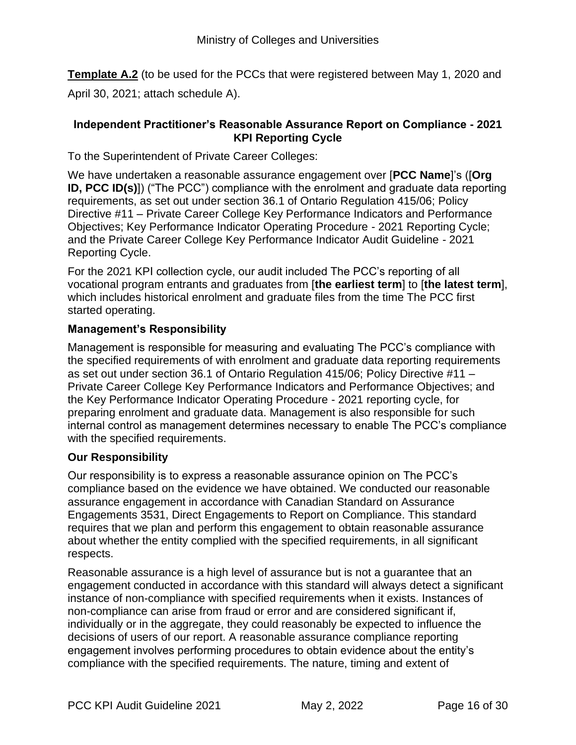**Template A.2** (to be used for the PCCs that were registered between May 1, 2020 and April 30, 2021; attach schedule A).

### Independent Practitioner's Reasonable Assurance Report on Compliance - 2021 KPI Reporting Cycle

To the Superintendent of Private Career Colleges:

We have undertaken a reasonable assurance engagement over [**PCC Name**]'s ([**Org ID, PCC ID(s)**]) ("The PCC") compliance with the enrolment and graduate data reporting requirements, as set out under section 36.1 of Ontario Regulation 415/06; Policy Directive #11 – Private Career College Key Performance Indicators and Performance Objectives; Key Performance Indicator Operating Procedure - 2021 Reporting Cycle; and the Private Career College Key Performance Indicator Audit Guideline - 2021 Reporting Cycle.

For the 2021 KPI collection cycle, our audit included The PCC's reporting of all vocational program entrants and graduates from [**the earliest term**] to [**the latest term**], which includes historical enrolment and graduate files from the time The PCC first started operating.

#### Management's Responsibility

Management is responsible for measuring and evaluating The PCC's compliance with the specified requirements of with enrolment and graduate data reporting requirements as set out under section 36.1 of Ontario Regulation 415/06; Policy Directive #11 – Private Career College Key Performance Indicators and Performance Objectives; and the Key Performance Indicator Operating Procedure - 2021 reporting cycle, for preparing enrolment and graduate data. Management is also responsible for such internal control as management determines necessary to enable The PCC's compliance with the specified requirements.

#### Our Responsibility

Our responsibility is to express a reasonable assurance opinion on The PCC's compliance based on the evidence we have obtained. We conducted our reasonable assurance engagement in accordance with Canadian Standard on Assurance Engagements 3531, Direct Engagements to Report on Compliance. This standard requires that we plan and perform this engagement to obtain reasonable assurance about whether the entity complied with the specified requirements, in all significant respects.

Reasonable assurance is a high level of assurance but is not a guarantee that an engagement conducted in accordance with this standard will always detect a significant instance of non-compliance with specified requirements when it exists. Instances of non-compliance can arise from fraud or error and are considered significant if, individually or in the aggregate, they could reasonably be expected to influence the decisions of users of our report. A reasonable assurance compliance reporting engagement involves performing procedures to obtain evidence about the entity's compliance with the specified requirements. The nature, timing and extent of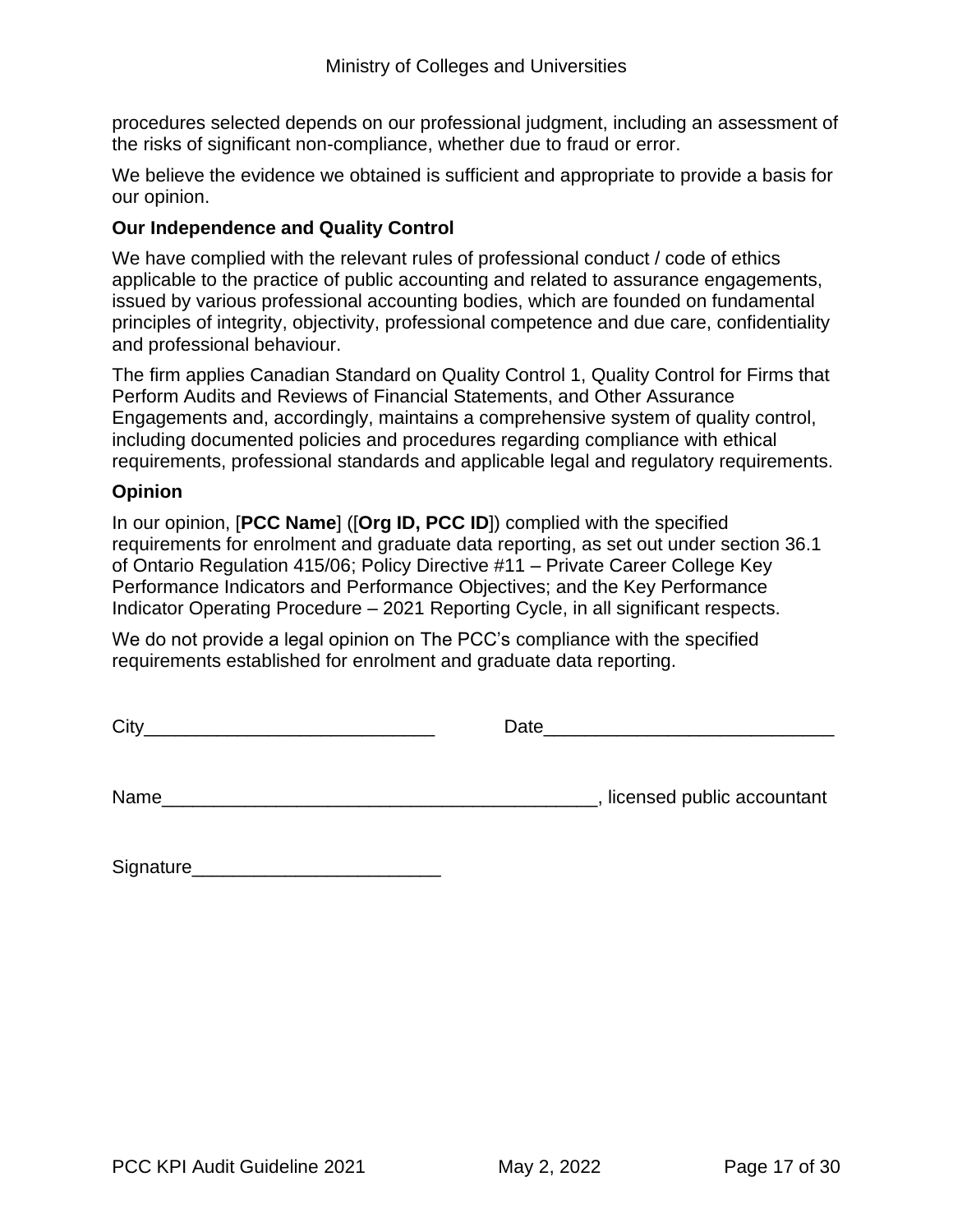procedures selected depends on our professional judgment, including an assessment of the risks of significant non-compliance, whether due to fraud or error.

We believe the evidence we obtained is sufficient and appropriate to provide a basis for our opinion.

**Our Independence and Quality Control**

We have complied with the relevant rules of professional conduct / code of ethics applicable to the practice of public accounting and related to assurance engagements, issued by various professional accounting bodies, which are founded on fundamental principles of integrity, objectivity, professional competence and due care, confidentiality and professional behaviour.

The firm applies Canadian Standard on Quality Control 1, Quality Control for Firms that Perform Audits and Reviews of Financial Statements, and Other Assurance Engagements and, accordingly, maintains a comprehensive system of quality control, including documented policies and procedures regarding compliance with ethical requirements, professional standards and applicable legal and regulatory requirements.

**Opinion**

In our opinion, [**PCC Name**] ([**Org ID, PCC ID**]) complied with the specified requirements for enrolment and graduate data reporting, as set out under section 36.1 of Ontario Regulation 415/06; Policy Directive #11 – Private Career College Key Performance Indicators and Performance Objectives; and the Key Performance Indicator Operating Procedure – 2021 Reporting Cycle, in all significant respects.

We do not provide a legal opinion on The PCC's compliance with the specified requirements established for enrolment and graduate data reporting.

City____________________________ Date____________________________

Name__________________________________________, licensed public accountant

Signature________________________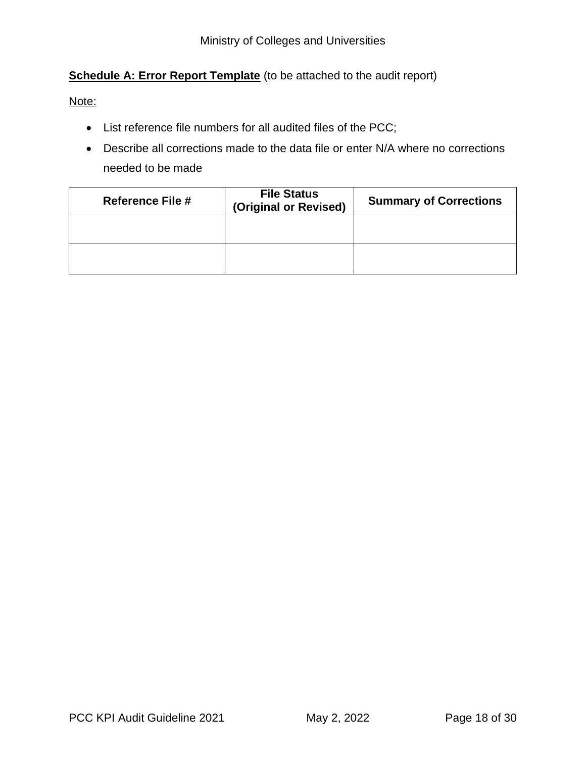**Schedule A: Error Report Template** (to be attached to the audit report)

Note:

- List reference file numbers for all audited files of the PCC;
- Describe all corrections made to the data file or enter N/A where no corrections needed to be made

| Reference File # | File Status (Original or Revised) | Summary of Corrections |
|---|---|---|
| | | |
| | | |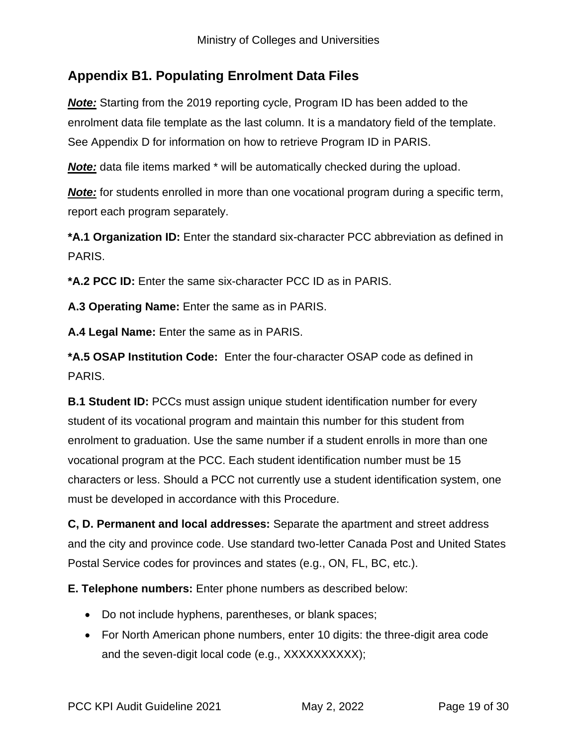## Appendix B1. Populating Enrolment Data Files

***Note:*** Starting from the 2019 reporting cycle, Program ID has been added to the enrolment data file template as the last column. It is a mandatory field of the template. See Appendix D for information on how to retrieve Program ID in PARIS.

***Note:*** data file items marked * will be automatically checked during the upload.

***Note:*** for students enrolled in more than one vocational program during a specific term, report each program separately.

**\*A.1 Organization ID:** Enter the standard six-character PCC abbreviation as defined in PARIS.

**\*A.2 PCC ID:** Enter the same six-character PCC ID as in PARIS.

**A.3 Operating Name:** Enter the same as in PARIS.

**A.4 Legal Name:** Enter the same as in PARIS.

**\*A.5 OSAP Institution Code:** Enter the four-character OSAP code as defined in PARIS.

**B.1 Student ID:** PCCs must assign unique student identification number for every student of its vocational program and maintain this number for this student from enrolment to graduation. Use the same number if a student enrolls in more than one vocational program at the PCC. Each student identification number must be 15 characters or less. Should a PCC not currently use a student identification system, one must be developed in accordance with this Procedure.

**C, D. Permanent and local addresses:** Separate the apartment and street address and the city and province code. Use standard two-letter Canada Post and United States Postal Service codes for provinces and states (e.g., ON, FL, BC, etc.).

**E. Telephone numbers:** Enter phone numbers as described below:

- Do not include hyphens, parentheses, or blank spaces;
- For North American phone numbers, enter 10 digits: the three-digit area code and the seven-digit local code (e.g., XXXXXXXXXX);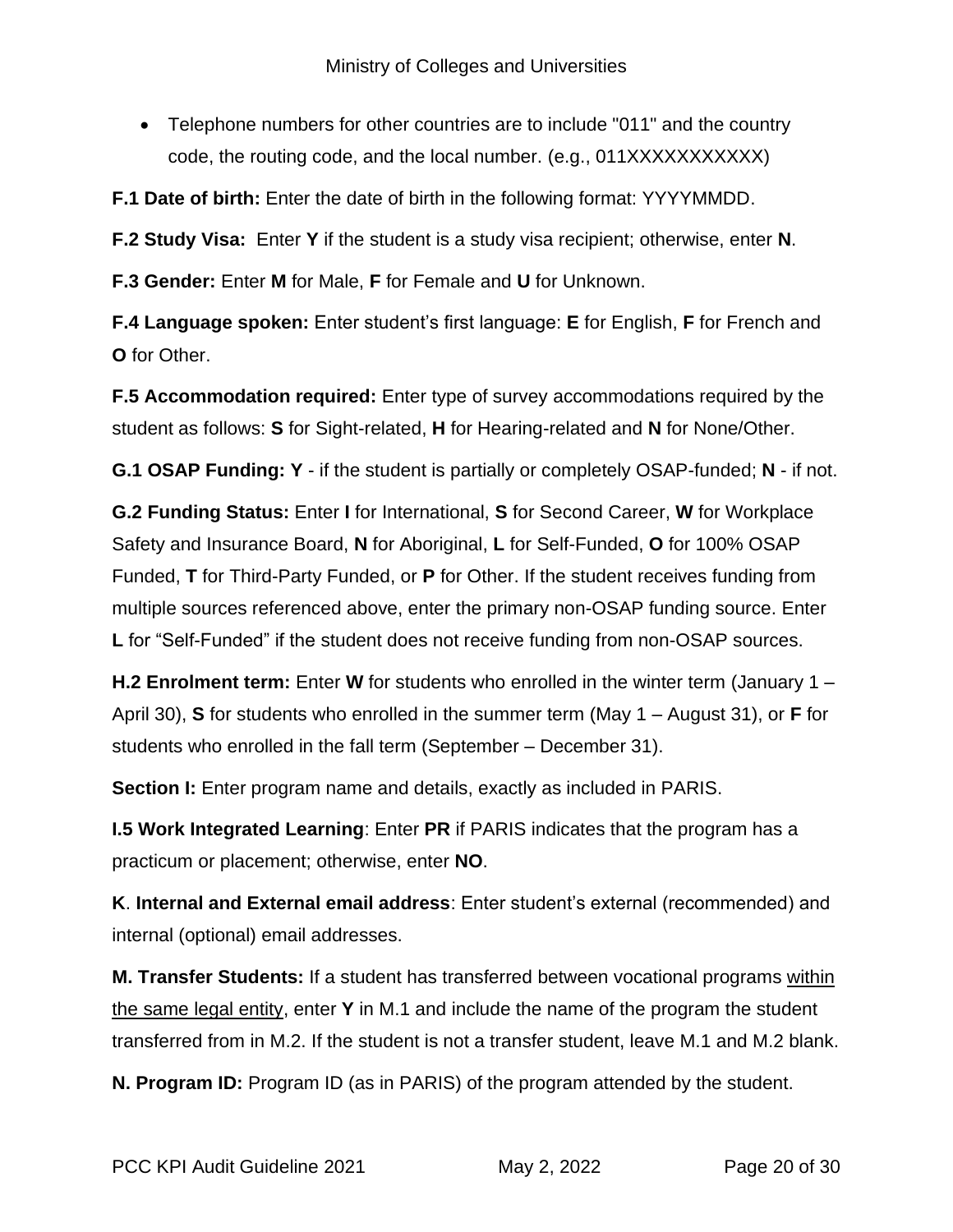- Telephone numbers for other countries are to include "011" and the country code, the routing code, and the local number. (e.g., 011XXXXXXXXXXX)

**F.1 Date of birth:** Enter the date of birth in the following format: YYYYMMDD.

**F.2 Study Visa:** Enter **Y** if the student is a study visa recipient; otherwise, enter **N**.

**F.3 Gender:** Enter **M** for Male, **F** for Female and **U** for Unknown.

**F.4 Language spoken:** Enter student's first language: **E** for English, **F** for French and **O** for Other.

**F.5 Accommodation required:** Enter type of survey accommodations required by the student as follows: **S** for Sight-related, **H** for Hearing-related and **N** for None/Other.

**G.1 OSAP Funding:** **Y** - if the student is partially or completely OSAP-funded; **N** - if not.

**G.2 Funding Status:** Enter **I** for International, **S** for Second Career, **W** for Workplace Safety and Insurance Board, **N** for Aboriginal, **L** for Self-Funded, **O** for 100% OSAP Funded, **T** for Third-Party Funded, or **P** for Other. If the student receives funding from multiple sources referenced above, enter the primary non-OSAP funding source. Enter **L** for "Self-Funded" if the student does not receive funding from non-OSAP sources.

**H.2 Enrolment term:** Enter **W** for students who enrolled in the winter term (January 1 – April 30), **S** for students who enrolled in the summer term (May 1 – August 31), or **F** for students who enrolled in the fall term (September – December 31).

**Section I:** Enter program name and details, exactly as included in PARIS.

**I.5 Work Integrated Learning**: Enter **PR** if PARIS indicates that the program has a practicum or placement; otherwise, enter **NO**.

**K**. **Internal and External email address**: Enter student's external (recommended) and internal (optional) email addresses.

**M. Transfer Students:** If a student has transferred between vocational programs within the same legal entity, enter **Y** in M.1 and include the name of the program the student transferred from in M.2. If the student is not a transfer student, leave M.1 and M.2 blank.

**N. Program ID:** Program ID (as in PARIS) of the program attended by the student.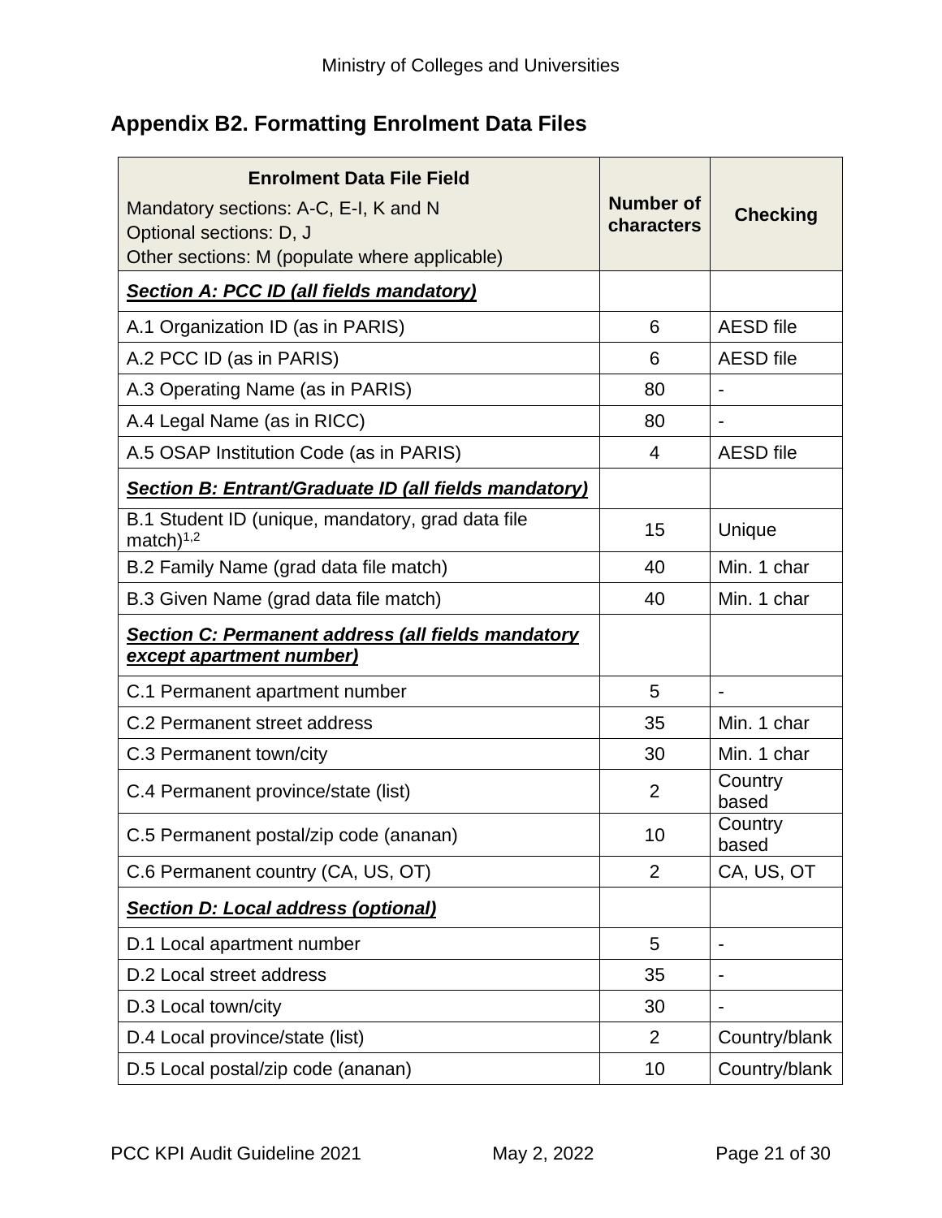## Appendix B2. Formatting Enrolment Data Files

| **Enrolment Data File Field**<br>Mandatory sections: A-C, E-I, K and N<br>Optional sections: D, J<br>Other sections: M (populate where applicable) | **Number of characters** | **Checking** |
|---|---|---|
| ***Section A: PCC ID (all fields mandatory)*** | | |
| A.1 Organization ID (as in PARIS) | 6 | AESD file |
| A.2 PCC ID (as in PARIS) | 6 | AESD file |
| A.3 Operating Name (as in PARIS) | 80 | - |
| A.4 Legal Name (as in RICC) | 80 | - |
| A.5 OSAP Institution Code (as in PARIS) | 4 | AESD file |
| ***Section B: Entrant/Graduate ID (all fields mandatory)*** | | |
| B.1 Student ID (unique, mandatory, grad data file match)[1,2] | 15 | Unique |
| B.2 Family Name (grad data file match) | 40 | Min. 1 char |
| B.3 Given Name (grad data file match) | 40 | Min. 1 char |
| ***Section C: Permanent address (all fields mandatory except apartment number)*** | | |
| C.1 Permanent apartment number | 5 | - |
| C.2 Permanent street address | 35 | Min. 1 char |
| C.3 Permanent town/city | 30 | Min. 1 char |
| C.4 Permanent province/state (list) | 2 | Country based |
| C.5 Permanent postal/zip code (ananan) | 10 | Country based |
| C.6 Permanent country (CA, US, OT) | 2 | CA, US, OT |
| ***Section D: Local address (optional)*** | | |
| D.1 Local apartment number | 5 | - |
| D.2 Local street address | 35 | - |
| D.3 Local town/city | 30 | - |
| D.4 Local province/state (list) | 2 | Country/blank |
| D.5 Local postal/zip code (ananan) | 10 | Country/blank |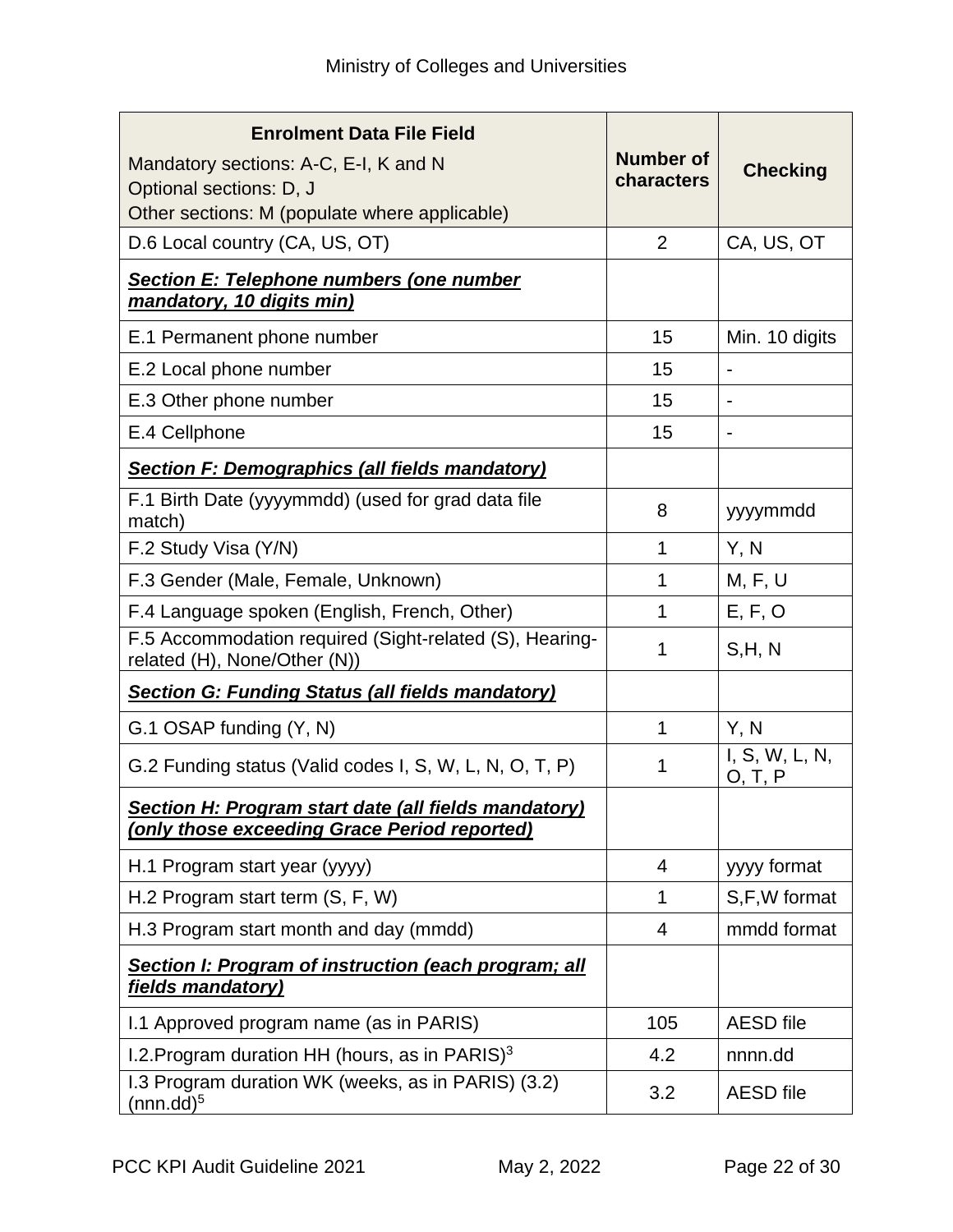| **Enrolment Data File Field** Mandatory sections: A-C, E-I, K and N Optional sections: D, J Other sections: M (populate where applicable) | **Number of characters** | **Checking** |
|---|---|---|
| D.6 Local country (CA, US, OT) | 2 | CA, US, OT |
| ***<u>Section E: Telephone numbers (one number mandatory, 10 digits min)</u>*** | | |
| E.1 Permanent phone number | 15 | Min. 10 digits |
| E.2 Local phone number | 15 | - |
| E.3 Other phone number | 15 | - |
| E.4 Cellphone | 15 | - |
| ***<u>Section F: Demographics (all fields mandatory)</u>*** | | |
| F.1 Birth Date (yyyymmdd) (used for grad data file match) | 8 | yyyymmdd |
| F.2 Study Visa (Y/N) | 1 | Y, N |
| F.3 Gender (Male, Female, Unknown) | 1 | M, F, U |
| F.4 Language spoken (English, French, Other) | 1 | E, F, O |
| F.5 Accommodation required (Sight-related (S), Hearing-related (H), None/Other (N)) | 1 | S,H, N |
| ***<u>Section G: Funding Status (all fields mandatory)</u>*** | | |
| G.1 OSAP funding (Y, N) | 1 | Y, N |
| G.2 Funding status (Valid codes I, S, W, L, N, O, T, P) | 1 | I, S, W, L, N, O, T, P |
| ***<u>Section H: Program start date (all fields mandatory) (only those exceeding Grace Period reported)</u>*** | | |
| H.1 Program start year (yyyy) | 4 | yyyy format |
| H.2 Program start term (S, F, W) | 1 | S,F,W format |
| H.3 Program start month and day (mmdd) | 4 | mmdd format |
| ***<u>Section I: Program of instruction (each program; all fields mandatory)</u>*** | | |
| I.1 Approved program name (as in PARIS) | 105 | AESD file |
| I.2.Program duration HH (hours, as in PARIS)[3] | 4.2 | nnnn.dd |
| I.3 Program duration WK (weeks, as in PARIS) (3.2) (nnn.dd)[5] | 3.2 | AESD file |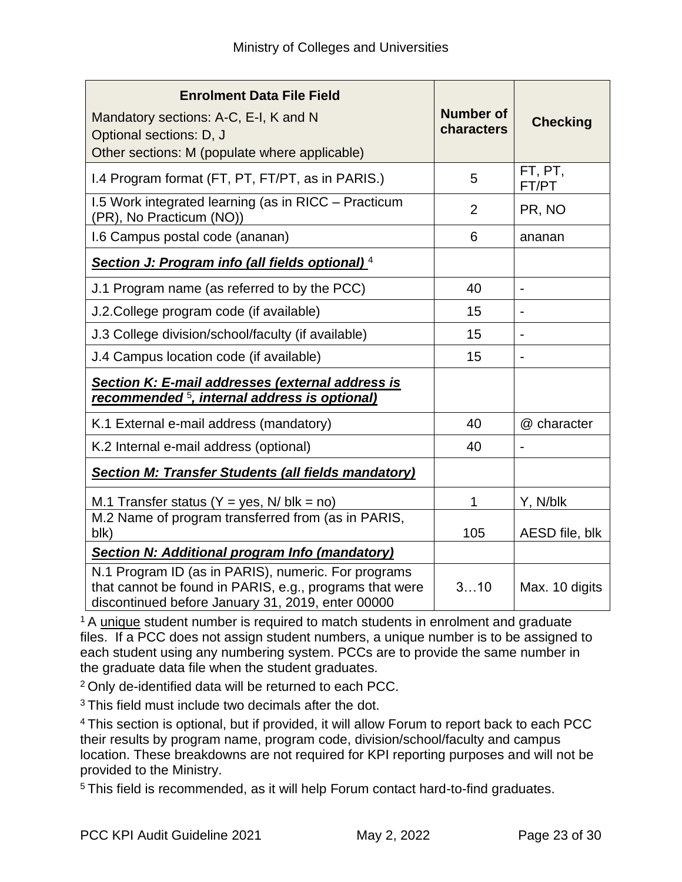| **Enrolment Data File Field** Mandatory sections: A-C, E-I, K and N Optional sections: D, J Other sections: M (populate where applicable) | **Number of characters** | **Checking** |
|---|---|---|
| I.4 Program format (FT, PT, FT/PT, as in PARIS.) | 5 | FT, PT, FT/PT |
| I.5 Work integrated learning (as in RICC – Practicum (PR), No Practicum (NO)) | 2 | PR, NO |
| I.6 Campus postal code (ananan) | 6 | ananan |
| ***Section J: Program info (all fields optional)*** [4] | | |
| J.1 Program name (as referred to by the PCC) | 40 | - |
| J.2.College program code (if available) | 15 | - |
| J.3 College division/school/faculty (if available) | 15 | - |
| J.4 Campus location code (if available) | 15 | - |
| ***Section K: E-mail addresses (external address is recommended*** [5]***, internal address is optional)*** | | |
| K.1 External e-mail address (mandatory) | 40 | @ character |
| K.2 Internal e-mail address (optional) | 40 | - |
| ***Section M: Transfer Students (all fields mandatory)*** | | |
| M.1 Transfer status (Y = yes, N/ blk = no) | 1 | Y, N/blk |
| M.2 Name of program transferred from (as in PARIS, blk) | 105 | AESD file, blk |
| ***Section N: Additional program Info (mandatory)*** | | |
| N.1 Program ID (as in PARIS), numeric. For programs that cannot be found in PARIS, e.g., programs that were discontinued before January 31, 2019, enter 00000 | 3…10 | Max. 10 digits |

[1] A unique student number is required to match students in enrolment and graduate files. If a PCC does not assign student numbers, a unique number is to be assigned to each student using any numbering system. PCCs are to provide the same number in the graduate data file when the student graduates.

[2] Only de-identified data will be returned to each PCC.

[3] This field must include two decimals after the dot.

[4] This section is optional, but if provided, it will allow Forum to report back to each PCC their results by program name, program code, division/school/faculty and campus location. These breakdowns are not required for KPI reporting purposes and will not be provided to the Ministry.

[5] This field is recommended, as it will help Forum contact hard-to-find graduates.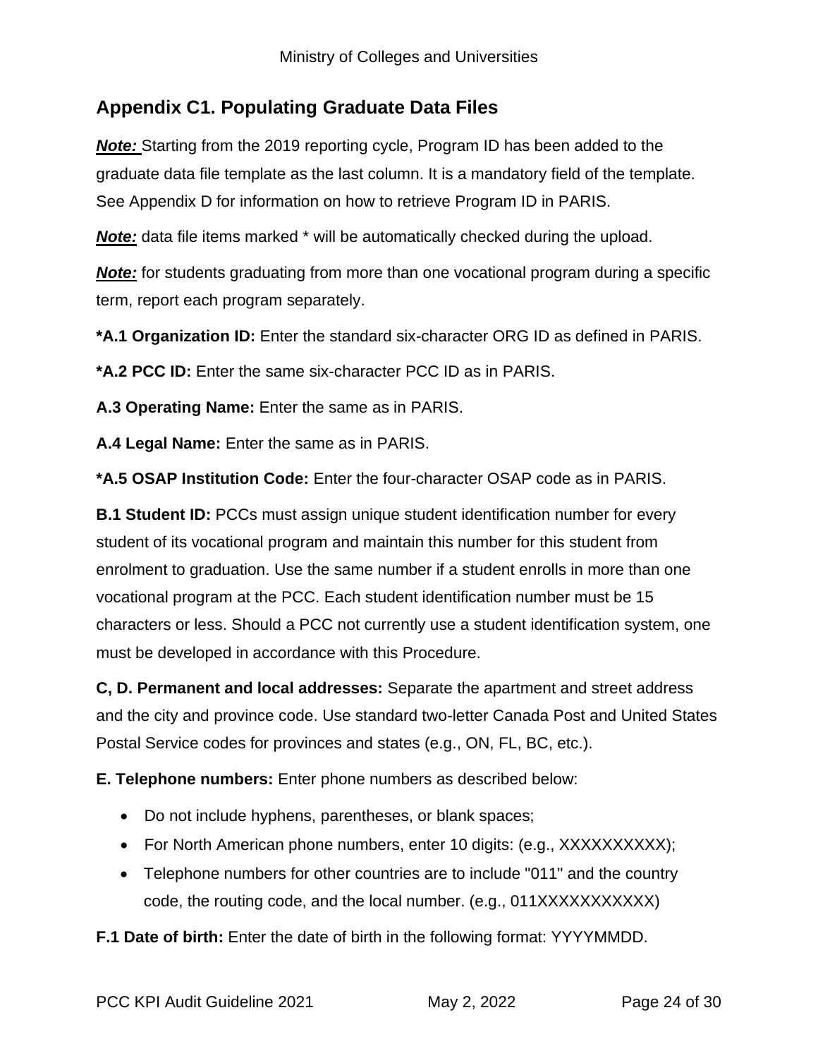## Appendix C1. Populating Graduate Data Files

***Note:*** Starting from the 2019 reporting cycle, Program ID has been added to the graduate data file template as the last column. It is a mandatory field of the template. See Appendix D for information on how to retrieve Program ID in PARIS.

***Note:*** data file items marked * will be automatically checked during the upload.

***Note:*** for students graduating from more than one vocational program during a specific term, report each program separately.

**\*A.1 Organization ID:** Enter the standard six-character ORG ID as defined in PARIS.

**\*A.2 PCC ID:** Enter the same six-character PCC ID as in PARIS.

**A.3 Operating Name:** Enter the same as in PARIS.

**A.4 Legal Name:** Enter the same as in PARIS.

**\*A.5 OSAP Institution Code:** Enter the four-character OSAP code as in PARIS.

**B.1 Student ID:** PCCs must assign unique student identification number for every student of its vocational program and maintain this number for this student from enrolment to graduation. Use the same number if a student enrolls in more than one vocational program at the PCC. Each student identification number must be 15 characters or less. Should a PCC not currently use a student identification system, one must be developed in accordance with this Procedure.

**C, D. Permanent and local addresses:** Separate the apartment and street address and the city and province code. Use standard two-letter Canada Post and United States Postal Service codes for provinces and states (e.g., ON, FL, BC, etc.).

**E. Telephone numbers:** Enter phone numbers as described below:

- Do not include hyphens, parentheses, or blank spaces;
- For North American phone numbers, enter 10 digits: (e.g., XXXXXXXXXX);
- Telephone numbers for other countries are to include "011" and the country code, the routing code, and the local number. (e.g., 011XXXXXXXXXXX)

**F.1 Date of birth:** Enter the date of birth in the following format: YYYYMMDD.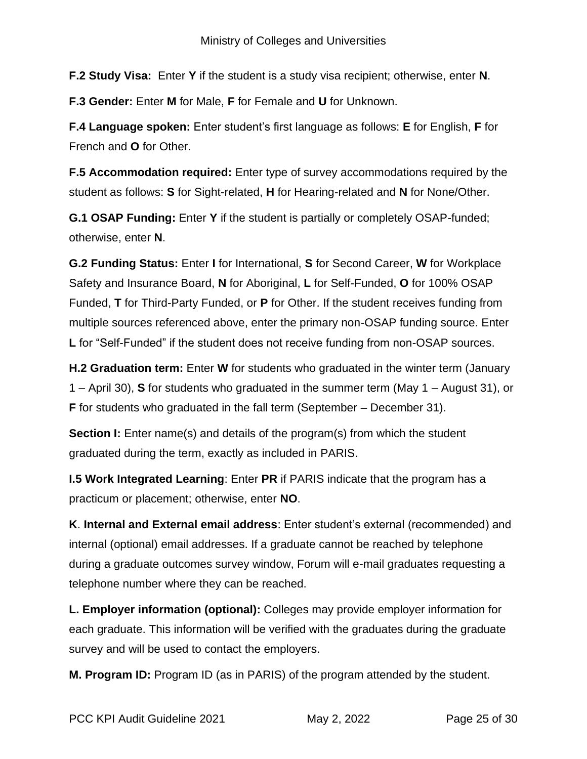**F.2 Study Visa:** Enter **Y** if the student is a study visa recipient; otherwise, enter **N**.

**F.3 Gender:** Enter **M** for Male, **F** for Female and **U** for Unknown.

**F.4 Language spoken:** Enter student's first language as follows: **E** for English, **F** for French and **O** for Other.

**F.5 Accommodation required:** Enter type of survey accommodations required by the student as follows: **S** for Sight-related, **H** for Hearing-related and **N** for None/Other.

**G.1 OSAP Funding:** Enter **Y** if the student is partially or completely OSAP-funded; otherwise, enter **N**.

**G.2 Funding Status:** Enter **I** for International, **S** for Second Career, **W** for Workplace Safety and Insurance Board, **N** for Aboriginal, **L** for Self-Funded, **O** for 100% OSAP Funded, **T** for Third-Party Funded, or **P** for Other. If the student receives funding from multiple sources referenced above, enter the primary non-OSAP funding source. Enter **L** for "Self-Funded" if the student does not receive funding from non-OSAP sources.

**H.2 Graduation term:** Enter **W** for students who graduated in the winter term (January 1 – April 30), **S** for students who graduated in the summer term (May 1 – August 31), or **F** for students who graduated in the fall term (September – December 31).

**Section I:** Enter name(s) and details of the program(s) from which the student graduated during the term, exactly as included in PARIS.

**I.5 Work Integrated Learning**: Enter **PR** if PARIS indicate that the program has a practicum or placement; otherwise, enter **NO**.

**K**. **Internal and External email address**: Enter student's external (recommended) and internal (optional) email addresses. If a graduate cannot be reached by telephone during a graduate outcomes survey window, Forum will e-mail graduates requesting a telephone number where they can be reached.

**L. Employer information (optional):** Colleges may provide employer information for each graduate. This information will be verified with the graduates during the graduate survey and will be used to contact the employers.

**M. Program ID:** Program ID (as in PARIS) of the program attended by the student.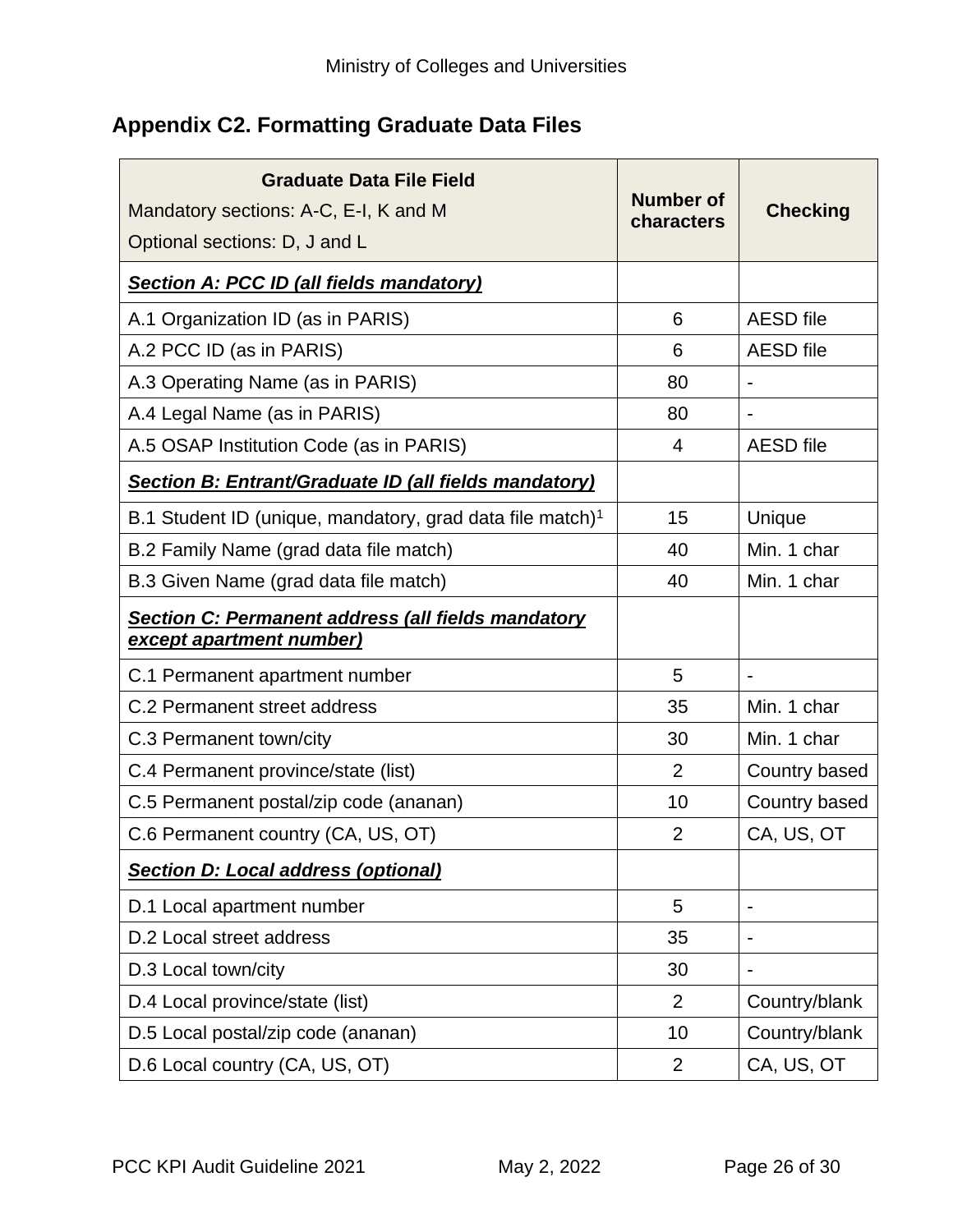## Appendix C2. Formatting Graduate Data Files

| **Graduate Data File Field**<br>Mandatory sections: A-C, E-I, K and M<br>Optional sections: D, J and L | **Number of characters** | **Checking** |
| --- | --- | --- |
| ***Section A: PCC ID (all fields mandatory)*** | | |
| A.1 Organization ID (as in PARIS) | 6 | AESD file |
| A.2 PCC ID (as in PARIS) | 6 | AESD file |
| A.3 Operating Name (as in PARIS) | 80 | - |
| A.4 Legal Name (as in PARIS) | 80 | - |
| A.5 OSAP Institution Code (as in PARIS) | 4 | AESD file |
| ***Section B: Entrant/Graduate ID (all fields mandatory)*** | | |
| B.1 Student ID (unique, mandatory, grad data file match)[1] | 15 | Unique |
| B.2 Family Name (grad data file match) | 40 | Min. 1 char |
| B.3 Given Name (grad data file match) | 40 | Min. 1 char |
| ***Section C: Permanent address (all fields mandatory except apartment number)*** | | |
| C.1 Permanent apartment number | 5 | - |
| C.2 Permanent street address | 35 | Min. 1 char |
| C.3 Permanent town/city | 30 | Min. 1 char |
| C.4 Permanent province/state (list) | 2 | Country based |
| C.5 Permanent postal/zip code (ananan) | 10 | Country based |
| C.6 Permanent country (CA, US, OT) | 2 | CA, US, OT |
| ***Section D: Local address (optional)*** | | |
| D.1 Local apartment number | 5 | - |
| D.2 Local street address | 35 | - |
| D.3 Local town/city | 30 | - |
| D.4 Local province/state (list) | 2 | Country/blank |
| D.5 Local postal/zip code (ananan) | 10 | Country/blank |
| D.6 Local country (CA, US, OT) | 2 | CA, US, OT |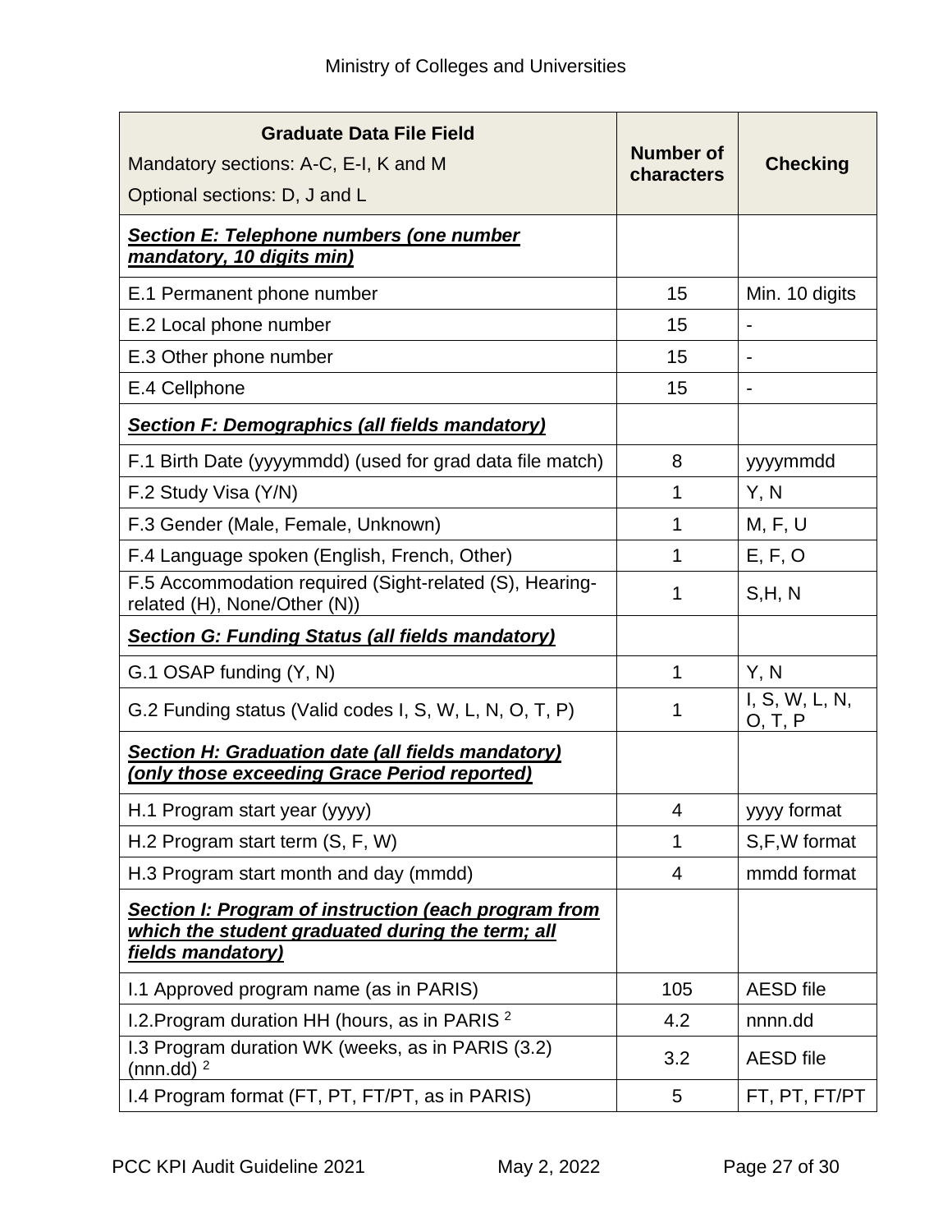| Graduate Data File Field<br>Mandatory sections: A-C, E-I, K and M<br>Optional sections: D, J and L | Number of characters | Checking |
|---|---|---|
| ***Section E: Telephone numbers (one number mandatory, 10 digits min)*** | | |
| E.1 Permanent phone number | 15 | Min. 10 digits |
| E.2 Local phone number | 15 | - |
| E.3 Other phone number | 15 | - |
| E.4 Cellphone | 15 | - |
| ***Section F: Demographics (all fields mandatory)*** | | |
| F.1 Birth Date (yyyymmdd) (used for grad data file match) | 8 | yyyymmdd |
| F.2 Study Visa (Y/N) | 1 | Y, N |
| F.3 Gender (Male, Female, Unknown) | 1 | M, F, U |
| F.4 Language spoken (English, French, Other) | 1 | E, F, O |
| F.5 Accommodation required (Sight-related (S), Hearing-related (H), None/Other (N)) | 1 | S,H, N |
| ***Section G: Funding Status (all fields mandatory)*** | | |
| G.1 OSAP funding (Y, N) | 1 | Y, N |
| G.2 Funding status (Valid codes I, S, W, L, N, O, T, P) | 1 | I, S, W, L, N, O, T, P |
| ***Section H: Graduation date (all fields mandatory) (only those exceeding Grace Period reported)*** | | |
| H.1 Program start year (yyyy) | 4 | yyyy format |
| H.2 Program start term (S, F, W) | 1 | S,F,W format |
| H.3 Program start month and day (mmdd) | 4 | mmdd format |
| ***Section I: Program of instruction (each program from which the student graduated during the term; all fields mandatory)*** | | |
| I.1 Approved program name (as in PARIS) | 105 | AESD file |
| I.2.Program duration HH (hours, as in PARIS [2] | 4.2 | nnnn.dd |
| I.3 Program duration WK (weeks, as in PARIS (3.2) (nnn.dd) [2] | 3.2 | AESD file |
| I.4 Program format (FT, PT, FT/PT, as in PARIS) | 5 | FT, PT, FT/PT |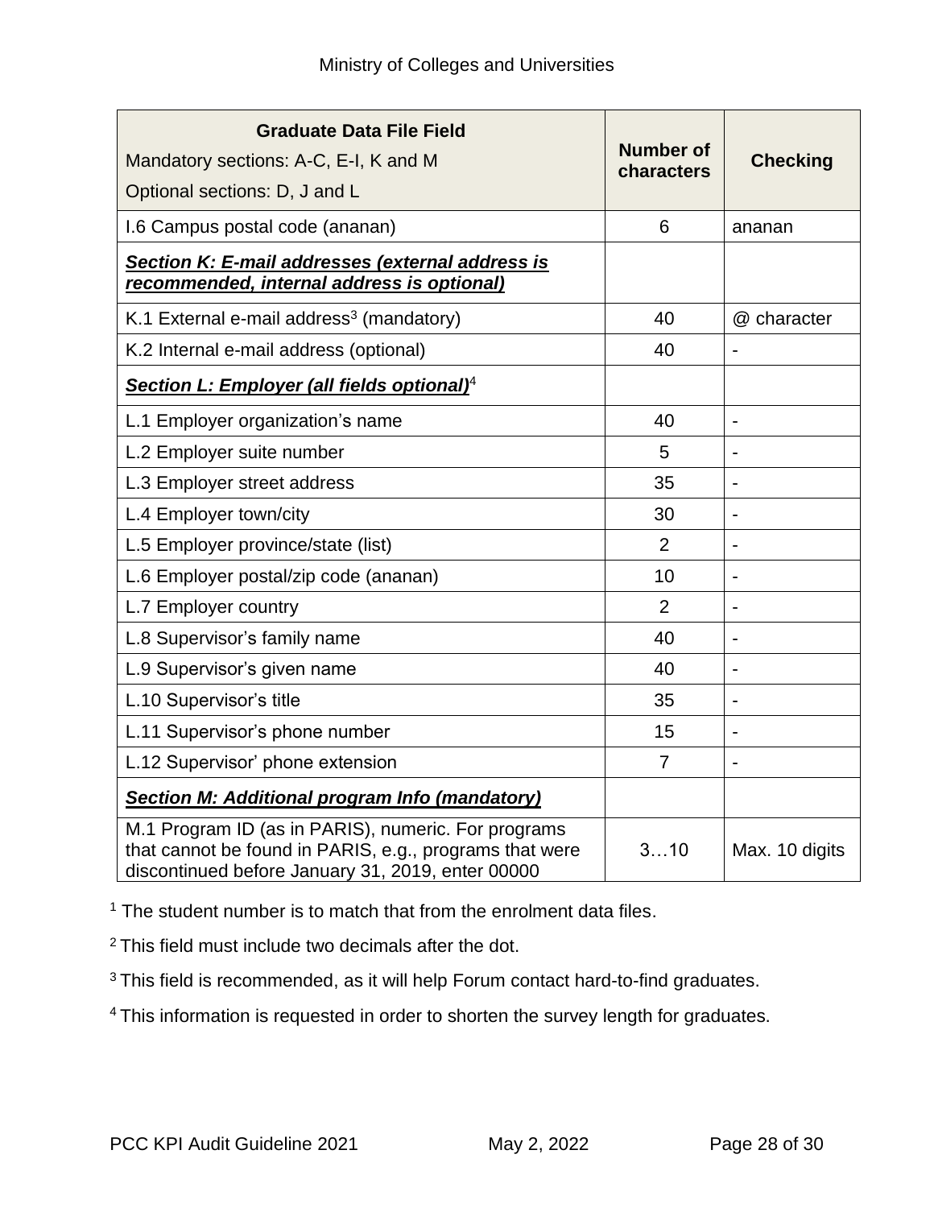| Graduate Data File Field<br>Mandatory sections: A-C, E-I, K and M<br>Optional sections: D, J and L | Number of characters | Checking |
|---|---|---|
| I.6 Campus postal code (ananan) | 6 | ananan |
| ***Section K: E-mail addresses (external address is recommended, internal address is optional)*** | | |
| K.1 External e-mail address[3] (mandatory) | 40 | @ character |
| K.2 Internal e-mail address (optional) | 40 | - |
| ***Section L: Employer (all fields optional)***[4] | | |
| L.1 Employer organization's name | 40 | - |
| L.2 Employer suite number | 5 | - |
| L.3 Employer street address | 35 | - |
| L.4 Employer town/city | 30 | - |
| L.5 Employer province/state (list) | 2 | - |
| L.6 Employer postal/zip code (ananan) | 10 | - |
| L.7 Employer country | 2 | - |
| L.8 Supervisor's family name | 40 | - |
| L.9 Supervisor's given name | 40 | - |
| L.10 Supervisor's title | 35 | - |
| L.11 Supervisor's phone number | 15 | - |
| L.12 Supervisor' phone extension | 7 | - |
| ***Section M: Additional program Info (mandatory)*** | | |
| M.1 Program ID (as in PARIS), numeric. For programs that cannot be found in PARIS, e.g., programs that were discontinued before January 31, 2019, enter 00000 | 3…10 | Max. 10 digits |

[1] The student number is to match that from the enrolment data files.

[2] This field must include two decimals after the dot.

[3] This field is recommended, as it will help Forum contact hard-to-find graduates.

[4] This information is requested in order to shorten the survey length for graduates.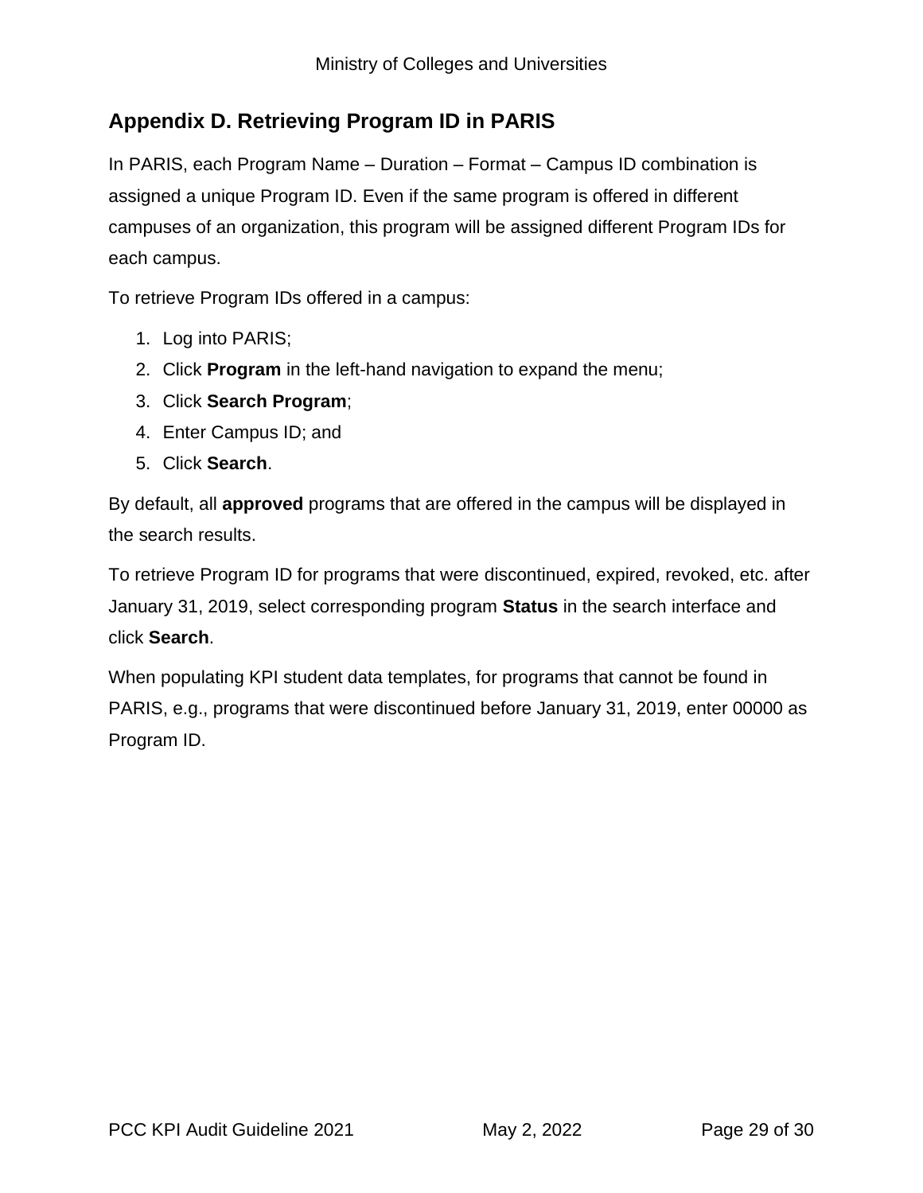## Appendix D. Retrieving Program ID in PARIS

In PARIS, each Program Name – Duration – Format – Campus ID combination is assigned a unique Program ID. Even if the same program is offered in different campuses of an organization, this program will be assigned different Program IDs for each campus.

To retrieve Program IDs offered in a campus:

1. Log into PARIS;
2. Click **Program** in the left-hand navigation to expand the menu;
3. Click **Search Program**;
4. Enter Campus ID; and
5. Click **Search**.

By default, all **approved** programs that are offered in the campus will be displayed in the search results.

To retrieve Program ID for programs that were discontinued, expired, revoked, etc. after January 31, 2019, select corresponding program **Status** in the search interface and click **Search**.

When populating KPI student data templates, for programs that cannot be found in PARIS, e.g., programs that were discontinued before January 31, 2019, enter 00000 as Program ID.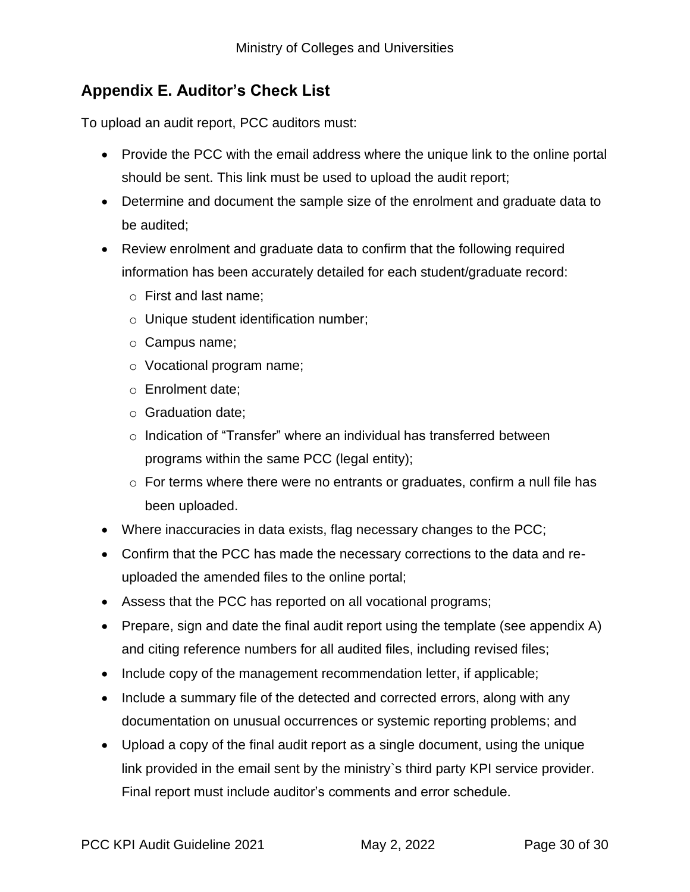## Appendix E. Auditor's Check List

To upload an audit report, PCC auditors must:

- Provide the PCC with the email address where the unique link to the online portal should be sent. This link must be used to upload the audit report;
- Determine and document the sample size of the enrolment and graduate data to be audited;
- Review enrolment and graduate data to confirm that the following required information has been accurately detailed for each student/graduate record:
    - First and last name;
    - Unique student identification number;
    - Campus name;
    - Vocational program name;
    - Enrolment date;
    - Graduation date;
    - Indication of "Transfer" where an individual has transferred between programs within the same PCC (legal entity);
    - For terms where there were no entrants or graduates, confirm a null file has been uploaded.
- Where inaccuracies in data exists, flag necessary changes to the PCC;
- Confirm that the PCC has made the necessary corrections to the data and re-uploaded the amended files to the online portal;
- Assess that the PCC has reported on all vocational programs;
- Prepare, sign and date the final audit report using the template (see appendix A) and citing reference numbers for all audited files, including revised files;
- Include copy of the management recommendation letter, if applicable;
- Include a summary file of the detected and corrected errors, along with any documentation on unusual occurrences or systemic reporting problems; and
- Upload a copy of the final audit report as a single document, using the unique link provided in the email sent by the ministry`s third party KPI service provider. Final report must include auditor's comments and error schedule.